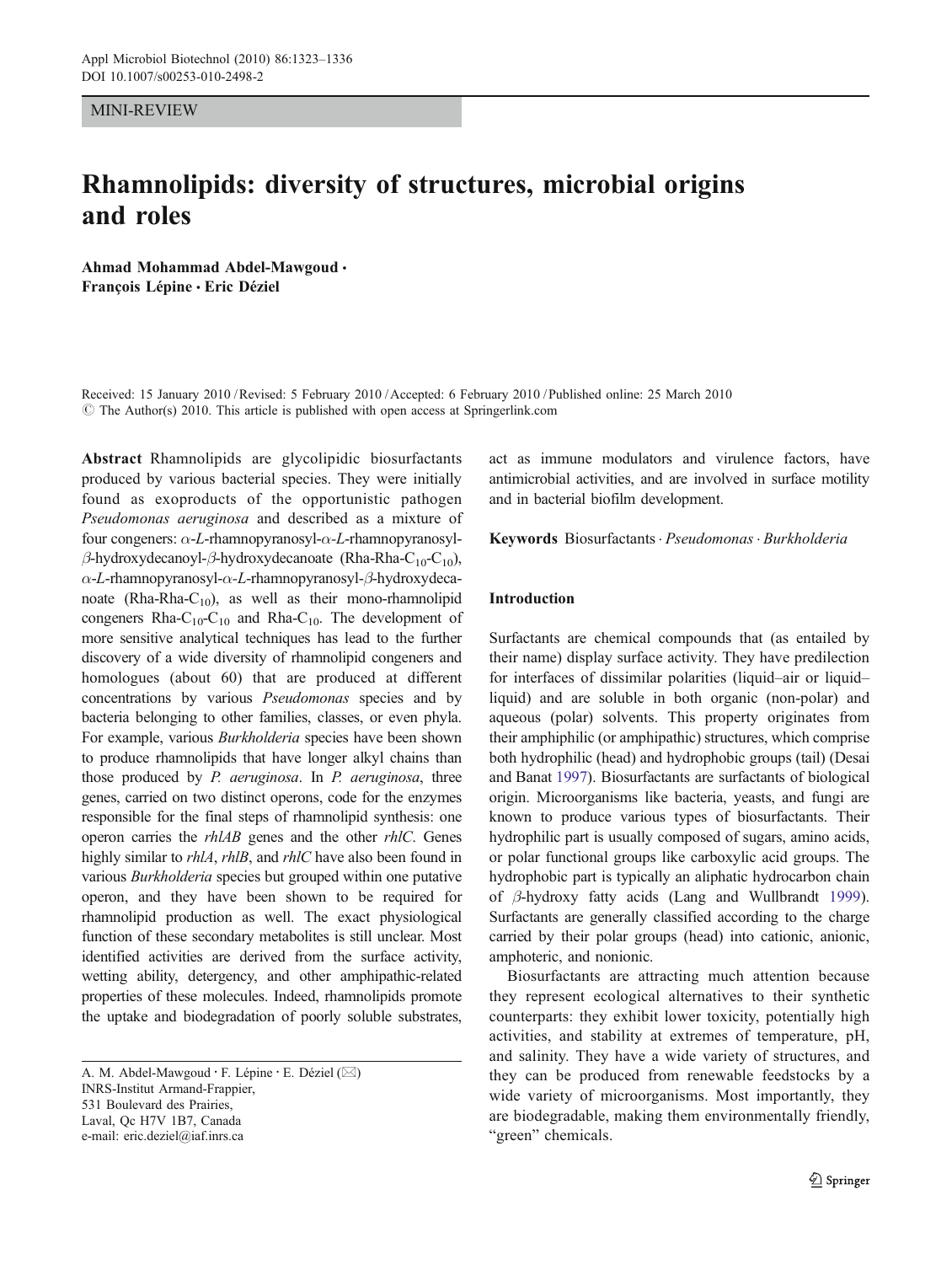MINI-REVIEW

# Rhamnolipids: diversity of structures, microbial origins and roles

**Ahmad Mohammad Abdel-Mawgoud · François Lépine · Eric Déziel**

Received: 15 January 2010 / Revised: 5 February 2010 / Accepted: 6 February 2010 / Published online: 25 March 2010
© The Author(s) 2010. This article is published with open access at Springerlink.com

**Abstract** Rhamnolipids are glycolipidic biosurfactants produced by various bacterial species. They were initially found as exoproducts of the opportunistic pathogen *Pseudomonas aeruginosa* and described as a mixture of four congeners: $\alpha$-*L*-rhamnopyranosyl-$\alpha$-*L*-rhamnopyranosyl-$\beta$-hydroxydecanoyl-$\beta$-hydroxydecanoate (Rha-Rha-$C_{10}$-$C_{10}$), $\alpha$-*L*-rhamnopyranosyl-$\alpha$-*L*-rhamnopyranosyl-$\beta$-hydroxydecanoate (Rha-Rha-$C_{10}$), as well as their mono-rhamnolipid congeners Rha-$C_{10}$-$C_{10}$ and Rha-$C_{10}$. The development of more sensitive analytical techniques has lead to the further discovery of a wide diversity of rhamnolipid congeners and homologues (about 60) that are produced at different concentrations by various *Pseudomonas* species and by bacteria belonging to other families, classes, or even phyla. For example, various *Burkholderia* species have been shown to produce rhamnolipids that have longer alkyl chains than those produced by *P. aeruginosa*. In *P. aeruginosa*, three genes, carried on two distinct operons, code for the enzymes responsible for the final steps of rhamnolipid synthesis: one operon carries the *rhlAB* genes and the other *rhlC*. Genes highly similar to *rhlA*, *rhlB*, and *rhlC* have also been found in various *Burkholderia* species but grouped within one putative operon, and they have been shown to be required for rhamnolipid production as well. The exact physiological function of these secondary metabolites is still unclear. Most identified activities are derived from the surface activity, wetting ability, detergency, and other amphipathic-related properties of these molecules. Indeed, rhamnolipids promote the uptake and biodegradation of poorly soluble substrates, act as immune modulators and virulence factors, have antimicrobial activities, and are involved in surface motility and in bacterial biofilm development.

**Keywords** Biosurfactants · *Pseudomonas* · *Burkholderia*

A. M. Abdel-Mawgoud · F. Lépine · E. Déziel (✉)
INRS-Institut Armand-Frappier,
531 Boulevard des Prairies,
Laval, Qc H7V 1B7, Canada
e-mail: eric.deziel@iaf.inrs.ca

## Introduction

Surfactants are chemical compounds that (as entailed by their name) display surface activity. They have predilection for interfaces of dissimilar polarities (liquid–air or liquid–liquid) and are soluble in both organic (non-polar) and aqueous (polar) solvents. This property originates from their amphiphilic (or amphipathic) structures, which comprise both hydrophilic (head) and hydrophobic groups (tail) (Desai and Banat 1997). Biosurfactants are surfactants of biological origin. Microorganisms like bacteria, yeasts, and fungi are known to produce various types of biosurfactants. Their hydrophilic part is usually composed of sugars, amino acids, or polar functional groups like carboxylic acid groups. The hydrophobic part is typically an aliphatic hydrocarbon chain of $\beta$-hydroxy fatty acids (Lang and Wullbrandt 1999). Surfactants are generally classified according to the charge carried by their polar groups (head) into cationic, anionic, amphoteric, and nonionic.

Biosurfactants are attracting much attention because they represent ecological alternatives to their synthetic counterparts: they exhibit lower toxicity, potentially high activities, and stability at extremes of temperature, pH, and salinity. They have a wide variety of structures, and they can be produced from renewable feedstocks by a wide variety of microorganisms. Most importantly, they are biodegradable, making them environmentally friendly, "green" chemicals.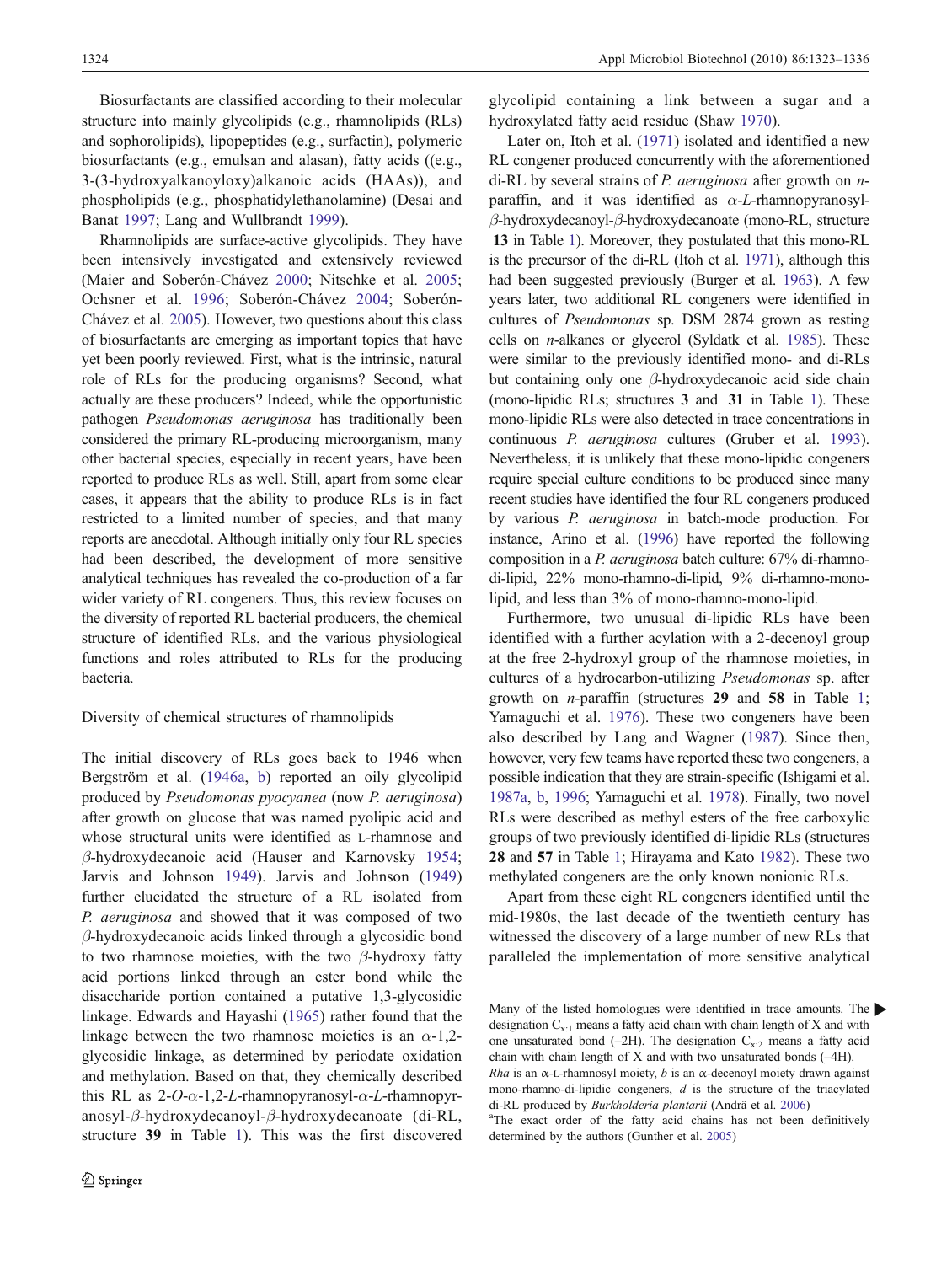Biosurfactants are classified according to their molecular structure into mainly glycolipids (e.g., rhamnolipids (RLs) and sophorolipids), lipopeptides (e.g., surfactin), polymeric biosurfactants (e.g., emulsan and alasan), fatty acids ((e.g., 3-(3-hydroxyalkanoyloxy)alkanoic acids (HAAs)), and phospholipids (e.g., phosphatidylethanolamine) (Desai and Banat 1997; Lang and Wullbrandt 1999).

Rhamnolipids are surface-active glycolipids. They have been intensively investigated and extensively reviewed (Maier and Soberón-Chávez 2000; Nitschke et al. 2005; Ochsner et al. 1996; Soberón-Chávez 2004; Soberón-Chávez et al. 2005). However, two questions about this class of biosurfactants are emerging as important topics that have yet been poorly reviewed. First, what is the intrinsic, natural role of RLs for the producing organisms? Second, what actually are these producers? Indeed, while the opportunistic pathogen *Pseudomonas aeruginosa* has traditionally been considered the primary RL-producing microorganism, many other bacterial species, especially in recent years, have been reported to produce RLs as well. Still, apart from some clear cases, it appears that the ability to produce RLs is in fact restricted to a limited number of species, and that many reports are anecdotal. Although initially only four RL species had been described, the development of more sensitive analytical techniques has revealed the co-production of a far wider variety of RL congeners. Thus, this review focuses on the diversity of reported RL bacterial producers, the chemical structure of identified RLs, and the various physiological functions and roles attributed to RLs for the producing bacteria.

## Diversity of chemical structures of rhamnolipids

The initial discovery of RLs goes back to 1946 when Bergström et al. (1946a, b) reported an oily glycolipid produced by *Pseudomonas pyocyanea* (now *P. aeruginosa*) after growth on glucose that was named pyolipic acid and whose structural units were identified as L-rhamnose and $\beta$-hydroxydecanoic acid (Hauser and Karnovsky 1954; Jarvis and Johnson 1949). Jarvis and Johnson (1949) further elucidated the structure of a RL isolated from *P. aeruginosa* and showed that it was composed of two $\beta$-hydroxydecanoic acids linked through a glycosidic bond to two rhamnose moieties, with the two $\beta$-hydroxy fatty acid portions linked through an ester bond while the disaccharide portion contained a putative 1,3-glycosidic linkage. Edwards and Hayashi (1965) rather found that the linkage between the two rhamnose moieties is an $\alpha$-1,2-glycosidic linkage, as determined by periodate oxidation and methylation. Based on that, they chemically described this RL as 2-*O*-$\alpha$-1,2-*L*-rhamnopyranosyl-$\alpha$-*L*-rhamnopyranosyl-$\beta$-hydroxydecanoyl-$\beta$-hydroxydecanoate (di-RL, structure **39** in Table 1). This was the first discovered glycolipid containing a link between a sugar and a hydroxylated fatty acid residue (Shaw 1970).

Later on, Itoh et al. (1971) isolated and identified a new RL congener produced concurrently with the aforementioned di-RL by several strains of *P. aeruginosa* after growth on *n*-paraffin, and it was identified as $\alpha$-*L*-rhamnopyranosyl-$\beta$-hydroxydecanoyl-$\beta$-hydroxydecanoate (mono-RL, structure **13** in Table 1). Moreover, they postulated that this mono-RL is the precursor of the di-RL (Itoh et al. 1971), although this had been suggested previously (Burger et al. 1963). A few years later, two additional RL congeners were identified in cultures of *Pseudomonas* sp. DSM 2874 grown as resting cells on *n*-alkanes or glycerol (Syldatk et al. 1985). These were similar to the previously identified mono- and di-RLs but containing only one $\beta$-hydroxydecanoic acid side chain (mono-lipidic RLs; structures **3** and **31** in Table 1). These mono-lipidic RLs were also detected in trace concentrations in continuous *P. aeruginosa* cultures (Gruber et al. 1993). Nevertheless, it is unlikely that these mono-lipidic congeners require special culture conditions to be produced since many recent studies have identified the four RL congeners produced by various *P. aeruginosa* in batch-mode production. For instance, Arino et al. (1996) have reported the following composition in a *P. aeruginosa* batch culture: 67% di-rhamno-di-lipid, 22% mono-rhamno-di-lipid, 9% di-rhamno-mono-lipid, and less than 3% of mono-rhamno-mono-lipid.

Furthermore, two unusual di-lipidic RLs have been identified with a further acylation with a 2-decenoyl group at the free 2-hydroxyl group of the rhamnose moieties, in cultures of a hydrocarbon-utilizing *Pseudomonas* sp. after growth on *n*-paraffin (structures **29** and **58** in Table 1; Yamaguchi et al. 1976). These two congeners have been also described by Lang and Wagner (1987). Since then, however, very few teams have reported these two congeners, a possible indication that they are strain-specific (Ishigami et al. 1987a, b, 1996; Yamaguchi et al. 1978). Finally, two novel RLs were described as methyl esters of the free carboxylic groups of two previously identified di-lipidic RLs (structures **28** and **57** in Table 1; Hirayama and Kato 1982). These two methylated congeners are the only known nonionic RLs.

Apart from these eight RL congeners identified until the mid-1980s, the last decade of the twentieth century has witnessed the discovery of a large number of new RLs that paralleled the implementation of more sensitive analytical

Many of the listed homologues were identified in trace amounts. The designation $C_{x:1}$ means a fatty acid chain with chain length of X and with one unsaturated bond (–2H). The designation $C_{x:2}$ means a fatty acid chain with chain length of X and with two unsaturated bonds (–4H). *Rha* is an $\alpha$-L-rhamnosyl moiety, *b* is an $\alpha$-decenoyl moiety drawn against mono-rhamno-di-lipidic congeners, *d* is the structure of the triacylated di-RL produced by *Burkholderia plantarii* (Andrä et al. 2006)

[a] The exact order of the fatty acid chains has not been definitively determined by the authors (Gunther et al. 2005)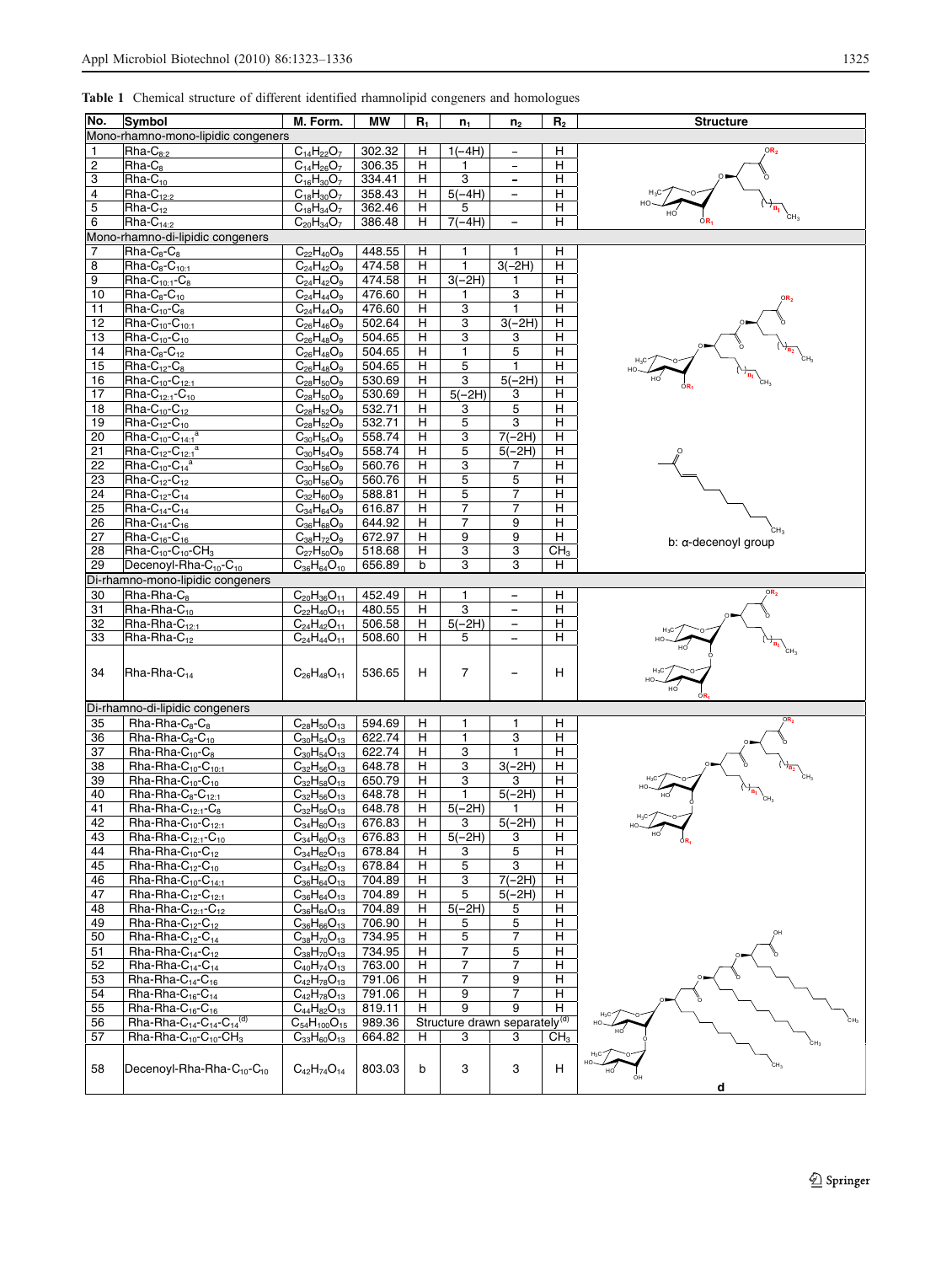**Table 1** Chemical structure of different identified rhamnolipid congeners and homologues

| No. | Symbol | M. Form. | MW | $R_1$ | $n_1$ | $n_2$ | $R_2$ | Structure |
|---|---|---|---|---|---|---|---|---|
| Mono-rhamno-mono-lipidic congeners | | | | | | | | |
| 1 | Rha-$C_{8:2}$ | $C_{14}H_{22}O_7$ | 302.32 | H | 1(−4H) | – | H | |
| 2 | Rha-$C_8$ | $C_{14}H_{26}O_7$ | 306.35 | H | 1 | – | H | |
| 3 | Rha-$C_{10}$ | $C_{16}H_{30}O_7$ | 334.41 | H | 3 | – | H | |
| 4 | Rha-$C_{12:2}$ | $C_{18}H_{30}O_7$ | 358.43 | H | 5(−4H) | – | H | |
| 5 | Rha-$C_{12}$ | $C_{18}H_{34}O_7$ | 362.46 | H | 5 | | H | |
| 6 | Rha-$C_{14:2}$ | $C_{20}H_{34}O_7$ | 386.48 | H | 7(−4H) | – | H | |
| Mono-rhamno-di-lipidic congeners | | | | | | | | |
| 7 | Rha-$C_8$-$C_8$ | $C_{22}H_{40}O_9$ | 448.55 | H | 1 | 1 | H | |
| 8 | Rha-$C_8$-$C_{10:1}$ | $C_{24}H_{42}O_9$ | 474.58 | H | 1 | 3(−2H) | H | |
| 9 | Rha-$C_{10:1}$-$C_8$ | $C_{24}H_{42}O_9$ | 474.58 | H | 3(−2H) | 1 | H | |
| 10 | Rha-$C_8$-$C_{10}$ | $C_{24}H_{44}O_9$ | 476.60 | H | 1 | 3 | H | |
| 11 | Rha-$C_{10}$-$C_8$ | $C_{24}H_{44}O_9$ | 476.60 | H | 3 | 1 | H | |
| 12 | Rha-$C_{10}$-$C_{10:1}$ | $C_{26}H_{46}O_9$ | 502.64 | H | 3 | 3(−2H) | H | |
| 13 | Rha-$C_{10}$-$C_{10}$ | $C_{26}H_{48}O_9$ | 504.65 | H | 3 | 3 | H | |
| 14 | Rha-$C_8$-$C_{12}$ | $C_{26}H_{48}O_9$ | 504.65 | H | 1 | 5 | H | |
| 15 | Rha-$C_{12}$-$C_8$ | $C_{26}H_{48}O_9$ | 504.65 | H | 5 | 1 | H | |
| 16 | Rha-$C_{10}$-$C_{12:1}$ | $C_{28}H_{50}O_9$ | 530.69 | H | 3 | 5(−2H) | H | |
| 17 | Rha-$C_{12:1}$-$C_{10}$ | $C_{28}H_{50}O_9$ | 530.69 | H | 5(−2H) | 3 | H | |
| 18 | Rha-$C_{10}$-$C_{12}$ | $C_{28}H_{52}O_9$ | 532.71 | H | 3 | 5 | H | |
| 19 | Rha-$C_{12}$-$C_{10}$ | $C_{28}H_{52}O_9$ | 532.71 | H | 5 | 3 | H | |
| 20 | Rha-$C_{10}$-$C_{14:1}$[a] | $C_{30}H_{54}O_9$ | 558.74 | H | 3 | 7(−2H) | H | |
| 21 | Rha-$C_{12}$-$C_{12:1}$[a] | $C_{30}H_{54}O_9$ | 558.74 | H | 5 | 5(−2H) | H | |
| 22 | Rha-$C_{10}$-$C_{14}$[a] | $C_{30}H_{56}O_9$ | 560.76 | H | 3 | 7 | H | |
| 23 | Rha-$C_{12}$-$C_{12}$ | $C_{30}H_{56}O_9$ | 560.76 | H | 5 | 5 | H | |
| 24 | Rha-$C_{12}$-$C_{14}$ | $C_{32}H_{60}O_9$ | 588.81 | H | 5 | 7 | H | |
| 25 | Rha-$C_{14}$-$C_{14}$ | $C_{34}H_{64}O_9$ | 616.87 | H | 7 | 7 | H | |
| 26 | Rha-$C_{14}$-$C_{16}$ | $C_{36}H_{68}O_9$ | 644.92 | H | 7 | 9 | H | |
| 27 | Rha-$C_{16}$-$C_{16}$ | $C_{38}H_{72}O_9$ | 672.97 | H | 9 | 9 | H | b: α-decenoyl group |
| 28 | Rha-$C_{10}$-$C_{10}$-$CH_3$ | $C_{27}H_{50}O_9$ | 518.68 | H | 3 | 3 | $CH_3$ | |
| 29 | Decenoyl-Rha-$C_{10}$-$C_{10}$ | $C_{36}H_{64}O_{10}$ | 656.89 | b | 3 | 3 | H | |
| Di-rhamno-mono-lipidic congeners | | | | | | | | |
| 30 | Rha-Rha-$C_8$ | $C_{20}H_{36}O_{11}$ | 452.49 | H | 1 | – | H | |
| 31 | Rha-Rha-$C_{10}$ | $C_{22}H_{40}O_{11}$ | 480.55 | H | 3 | – | H | |
| 32 | Rha-Rha-$C_{12:1}$ | $C_{24}H_{42}O_{11}$ | 506.58 | H | 5(−2H) | – | H | |
| 33 | Rha-Rha-$C_{12}$ | $C_{24}H_{44}O_{11}$ | 508.60 | H | 5 | – | H | |
| 34 | Rha-Rha-$C_{14}$ | $C_{26}H_{48}O_{11}$ | 536.65 | H | 7 | – | H | |
| Di-rhamno-di-lipidic congeners | | | | | | | | |
| 35 | Rha-Rha-$C_8$-$C_8$ | $C_{28}H_{50}O_{13}$ | 594.69 | H | 1 | 1 | H | |
| 36 | Rha-Rha-$C_8$-$C_{10}$ | $C_{30}H_{54}O_{13}$ | 622.74 | H | 1 | 3 | H | |
| 37 | Rha-Rha-$C_{10}$-$C_8$ | $C_{30}H_{54}O_{13}$ | 622.74 | H | 3 | 1 | H | |
| 38 | Rha-Rha-$C_{10}$-$C_{10:1}$ | $C_{32}H_{56}O_{13}$ | 648.78 | H | 3 | 3(−2H) | H | |
| 39 | Rha-Rha-$C_{10}$-$C_{10}$ | $C_{32}H_{58}O_{13}$ | 650.79 | H | 3 | 3 | H | |
| 40 | Rha-Rha-$C_8$-$C_{12:1}$ | $C_{32}H_{56}O_{13}$ | 648.78 | H | 1 | 5(−2H) | H | |
| 41 | Rha-Rha-$C_{12:1}$-$C_8$ | $C_{32}H_{56}O_{13}$ | 648.78 | H | 5(−2H) | 1 | H | |
| 42 | Rha-Rha-$C_{10}$-$C_{12:1}$ | $C_{34}H_{60}O_{13}$ | 676.83 | H | 3 | 5(−2H) | H | |
| 43 | Rha-Rha-$C_{12:1}$-$C_{10}$ | $C_{34}H_{60}O_{13}$ | 676.83 | H | 5(−2H) | 3 | H | |
| 44 | Rha-Rha-$C_{10}$-$C_{12}$ | $C_{34}H_{62}O_{13}$ | 678.84 | H | 3 | 5 | H | |
| 45 | Rha-Rha-$C_{12}$-$C_{10}$ | $C_{34}H_{62}O_{13}$ | 678.84 | H | 5 | 3 | H | |
| 46 | Rha-Rha-$C_{10}$-$C_{14:1}$ | $C_{36}H_{64}O_{13}$ | 704.89 | H | 3 | 7(−2H) | H | |
| 47 | Rha-Rha-$C_{12}$-$C_{12:1}$ | $C_{36}H_{64}O_{13}$ | 704.89 | H | 5 | 5(−2H) | H | |
| 48 | Rha-Rha-$C_{12:1}$-$C_{12}$ | $C_{36}H_{64}O_{13}$ | 704.89 | H | 5(−2H) | 5 | H | |
| 49 | Rha-Rha-$C_{12}$-$C_{12}$ | $C_{36}H_{66}O_{13}$ | 706.90 | H | 5 | 5 | H | |
| 50 | Rha-Rha-$C_{12}$-$C_{14}$ | $C_{38}H_{70}O_{13}$ | 734.95 | H | 5 | 7 | H | |
| 51 | Rha-Rha-$C_{14}$-$C_{12}$ | $C_{38}H_{70}O_{13}$ | 734.95 | H | 7 | 5 | H | |
| 52 | Rha-Rha-$C_{14}$-$C_{14}$ | $C_{40}H_{74}O_{13}$ | 763.00 | H | 7 | 7 | H | |
| 53 | Rha-Rha-$C_{14}$-$C_{16}$ | $C_{42}H_{78}O_{13}$ | 791.06 | H | 7 | 9 | H | |
| 54 | Rha-Rha-$C_{16}$-$C_{14}$ | $C_{42}H_{78}O_{13}$ | 791.06 | H | 9 | 7 | H | |
| 55 | Rha-Rha-$C_{16}$-$C_{16}$ | $C_{44}H_{82}O_{13}$ | 819.11 | H | 9 | 9 | H | |
| 56 | Rha-Rha-$C_{14}$-$C_{14}$-$C_{14}$[(d)] | $C_{54}H_{100}O_{15}$ | 989.36 | Structure drawn separately[(d)] | | | | |
| 57 | Rha-Rha-$C_{10}$-$C_{10}$-$CH_3$ | $C_{33}H_{60}O_{13}$ | 664.82 | H | 3 | 3 | $CH_3$ | |
| 58 | Decenoyl-Rha-Rha-$C_{10}$-$C_{10}$ | $C_{42}H_{74}O_{14}$ | 803.03 | b | 3 | 3 | H | d |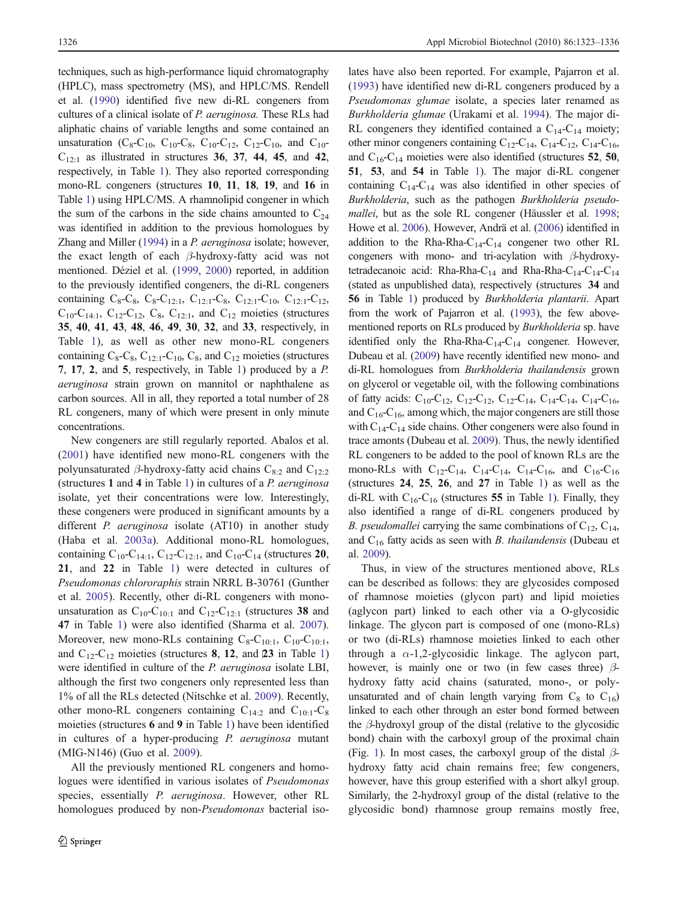techniques, such as high-performance liquid chromatography (HPLC), mass spectrometry (MS), and HPLC/MS. Rendell et al. (1990) identified five new di-RL congeners from cultures of a clinical isolate of *P. aeruginosa.* These RLs had aliphatic chains of variable lengths and some contained an unsaturation ($C_8$-$C_{10}$, $C_{10}$-$C_8$, $C_{10}$-$C_{12}$, $C_{12}$-$C_{10}$, and $C_{10}$-$C_{12:1}$ as illustrated in structures **36**, **37**, **44**, **45**, and **42**, respectively, in Table 1). They also reported corresponding mono-RL congeners (structures **10**, **11**, **18**, **19**, and **16** in Table 1) using HPLC/MS. A rhamnolipid congener in which the sum of the carbons in the side chains amounted to $C_{24}$ was identified in addition to the previous homologues by Zhang and Miller (1994) in a *P. aeruginosa* isolate; however, the exact length of each $\beta$-hydroxy-fatty acid was not mentioned. Déziel et al. (1999, 2000) reported, in addition to the previously identified congeners, the di-RL congeners containing $C_8$-$C_8$, $C_8$-$C_{12:1}$, $C_{12:1}$-$C_8$, $C_{12:1}$-$C_{10}$, $C_{12:1}$-$C_{12}$, $C_{10}$-$C_{14:1}$, $C_{12}$-$C_{12}$, $C_8$, $C_{12:1}$, and $C_{12}$ moieties (structures **35**, **40**, **41**, **43**, **48**, **46**, **49**, **30**, **32**, and **33**, respectively, in Table 1), as well as other new mono-RL congeners containing $C_8$-$C_8$, $C_{12:1}$-$C_{10}$, $C_8$, and $C_{12}$ moieties (structures **7**, **17**, **2**, and **5**, respectively, in Table 1) produced by a *P. aeruginosa* strain grown on mannitol or naphthalene as carbon sources. All in all, they reported a total number of 28 RL congeners, many of which were present in only minute concentrations.

New congeners are still regularly reported. Abalos et al. (2001) have identified new mono-RL congeners with the polyunsaturated $\beta$-hydroxy-fatty acid chains $C_{8:2}$ and $C_{12:2}$ (structures **1** and **4** in Table 1) in cultures of a *P. aeruginosa* isolate, yet their concentrations were low. Interestingly, these congeners were produced in significant amounts by a different *P. aeruginosa* isolate (AT10) in another study (Haba et al. 2003a). Additional mono-RL homologues, containing $C_{10}$-$C_{14:1}$, $C_{12}$-$C_{12:1}$, and $C_{10}$-$C_{14}$ (structures **20**, **21**, and **22** in Table 1) were detected in cultures of *Pseudomonas chlororaphis* strain NRRL B-30761 (Gunther et al. 2005). Recently, other di-RL congeners with mono-unsaturation as $C_{10}$-$C_{10:1}$ and $C_{12}$-$C_{12:1}$ (structures **38** and **47** in Table 1) were also identified (Sharma et al. 2007). Moreover, new mono-RLs containing $C_8$-$C_{10:1}$, $C_{10}$-$C_{10:1}$, and $C_{12}$-$C_{12}$ moieties (structures **8**, **12**, and **23** in Table 1) were identified in culture of the *P. aeruginosa* isolate LBI, although the first two congeners only represented less than 1% of all the RLs detected (Nitschke et al. 2009). Recently, other mono-RL congeners containing $C_{14:2}$ and $C_{10:1}$-$C_8$ moieties (structures **6** and **9** in Table 1) have been identified in cultures of a hyper-producing *P. aeruginosa* mutant (MIG-N146) (Guo et al. 2009).

All the previously mentioned RL congeners and homologues were identified in various isolates of *Pseudomonas* species, essentially *P. aeruginosa*. However, other RL homologues produced by non-*Pseudomonas* bacterial isolates have also been reported. For example, Pajarron et al. (1993) have identified new di-RL congeners produced by a *Pseudomonas glumae* isolate, a species later renamed as *Burkholderia glumae* (Urakami et al. 1994). The major di-RL congeners they identified contained a $C_{14}$-$C_{14}$ moiety; other minor congeners containing $C_{12}$-$C_{14}$, $C_{14}$-$C_{12}$, $C_{14}$-$C_{16}$, and $C_{16}$-$C_{14}$ moieties were also identified (structures **52**, **50**, **51**, **53**, and **54** in Table 1). The major di-RL congener containing $C_{14}$-$C_{14}$ was also identified in other species of *Burkholderia*, such as the pathogen *Burkholderia pseudomallei*, but as the sole RL congener (Häussler et al. 1998; Howe et al. 2006). However, Andrä et al. (2006) identified in addition to the Rha-Rha-$C_{14}$-$C_{14}$ congener two other RL congeners with mono- and tri-acylation with $\beta$-hydroxytetradecanoic acid: Rha-Rha-$C_{14}$ and Rha-Rha-$C_{14}$-$C_{14}$-$C_{14}$ (stated as unpublished data), respectively (structures **34** and **56** in Table 1) produced by *Burkholderia plantarii*. Apart from the work of Pajarron et al. (1993), the few above-mentioned reports on RLs produced by *Burkholderia* sp. have identified only the Rha-Rha-$C_{14}$-$C_{14}$ congener. However, Dubeau et al. (2009) have recently identified new mono- and di-RL homologues from *Burkholderia thailandensis* grown on glycerol or vegetable oil, with the following combinations of fatty acids: $C_{10}$-$C_{12}$, $C_{12}$-$C_{12}$, $C_{12}$-$C_{14}$, $C_{14}$-$C_{14}$, $C_{14}$-$C_{16}$, and $C_{16}$-$C_{16}$, among which, the major congeners are still those with $C_{14}$-$C_{14}$ side chains. Other congeners were also found in trace amonts (Dubeau et al. 2009). Thus, the newly identified RL congeners to be added to the pool of known RLs are the mono-RLs with $C_{12}$-$C_{14}$, $C_{14}$-$C_{14}$, $C_{14}$-$C_{16}$, and $C_{16}$-$C_{16}$ (structures **24**, **25**, **26**, and **27** in Table 1) as well as the di-RL with $C_{16}$-$C_{16}$ (structures **55** in Table 1). Finally, they also identified a range of di-RL congeners produced by *B. pseudomallei* carrying the same combinations of $C_{12}$, $C_{14}$, and $C_{16}$ fatty acids as seen with *B. thailandensis* (Dubeau et al. 2009).

Thus, in view of the structures mentioned above, RLs can be described as follows: they are glycosides composed of rhamnose moieties (glycon part) and lipid moieties (aglycon part) linked to each other via a O-glycosidic linkage. The glycon part is composed of one (mono-RLs) or two (di-RLs) rhamnose moieties linked to each other through a $\alpha$-1,2-glycosidic linkage. The aglycon part, however, is mainly one or two (in few cases three) $\beta$-hydroxy fatty acid chains (saturated, mono-, or poly-unsaturated and of chain length varying from $C_8$ to $C_{16}$) linked to each other through an ester bond formed between the $\beta$-hydroxyl group of the distal (relative to the glycosidic bond) chain with the carboxyl group of the proximal chain (Fig. 1). In most cases, the carboxyl group of the distal $\beta$-hydroxy fatty acid chain remains free; few congeners, however, have this group esterified with a short alkyl group. Similarly, the 2-hydroxyl group of the distal (relative to the glycosidic bond) rhamnose group remains mostly free,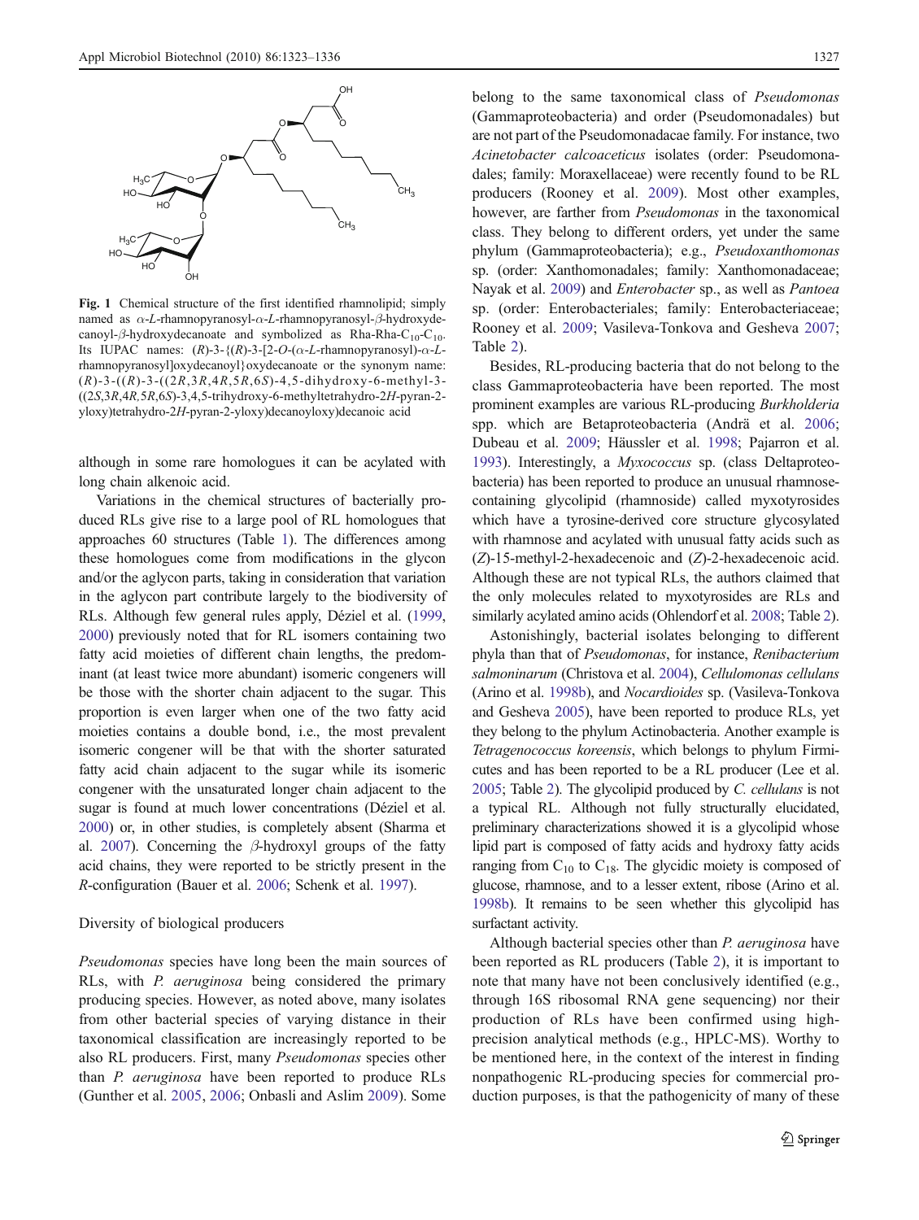Fig. 1 Chemical structure of the first identified rhamnolipid; simply named as α-*L*-rhamnopyranosyl-α-*L*-rhamnopyranosyl-β-hydroxydecanoyl-β-hydroxydecanoate and symbolized as Rha-Rha-$C_{10}$-$C_{10}$. Its IUPAC names: (*R*)-3-{(*R*)-3-[2-*O*-(α-*L*-rhamnopyranosyl)-α-*L*-rhamnopyranosyl]oxydecanoyl}oxydecanoate or the synonym name: (*R*)-3-((*R*)-3-((2*R*,3*R*,4*R*,5*R*,6*S*)-4,5-dihydroxy-6-methyl-3-((2*S*,3*R*,4*R*,5*R*,6*S*)-3,4,5-trihydroxy-6-methyltetrahydro-2*H*-pyran-2-yloxy)tetrahydro-2*H*-pyran-2-yloxy)decanoyloxy)decanoic acid

although in some rare homologues it can be acylated with long chain alkenoic acid.

Variations in the chemical structures of bacterially produced RLs give rise to a large pool of RL homologues that approaches 60 structures (Table 1). The differences among these homologues come from modifications in the glycon and/or the aglycon parts, taking in consideration that variation in the aglycon part contribute largely to the biodiversity of RLs. Although few general rules apply, Déziel et al. (1999, 2000) previously noted that for RL isomers containing two fatty acid moieties of different chain lengths, the predominant (at least twice more abundant) isomeric congeners will be those with the shorter chain adjacent to the sugar. This proportion is even larger when one of the two fatty acid moieties contains a double bond, i.e., the most prevalent isomeric congener will be that with the shorter saturated fatty acid chain adjacent to the sugar while its isomeric congener with the unsaturated longer chain adjacent to the sugar is found at much lower concentrations (Déziel et al. 2000) or, in other studies, is completely absent (Sharma et al. 2007). Concerning the β-hydroxyl groups of the fatty acid chains, they were reported to be strictly present in the *R*-configuration (Bauer et al. 2006; Schenk et al. 1997).

## Diversity of biological producers

*Pseudomonas* species have long been the main sources of RLs, with *P. aeruginosa* being considered the primary producing species. However, as noted above, many isolates from other bacterial species of varying distance in their taxonomical classification are increasingly reported to be also RL producers. First, many *Pseudomonas* species other than *P. aeruginosa* have been reported to produce RLs (Gunther et al. 2005, 2006; Onbasli and Aslim 2009). Some belong to the same taxonomical class of *Pseudomonas* (Gammaproteobacteria) and order (Pseudomonadales) but are not part of the Pseudomonadacae family. For instance, two *Acinetobacter calcoaceticus* isolates (order: Pseudomonadales; family: Moraxellaceae) were recently found to be RL producers (Rooney et al. 2009). Most other examples, however, are farther from *Pseudomonas* in the taxonomical class. They belong to different orders, yet under the same phylum (Gammaproteobacteria); e.g., *Pseudoxanthomonas* sp. (order: Xanthomonadales; family: Xanthomonadaceae; Nayak et al. 2009) and *Enterobacter* sp., as well as *Pantoea* sp. (order: Enterobacteriales; family: Enterobacteriaceae; Rooney et al. 2009; Vasileva-Tonkova and Gesheva 2007; Table 2).

Besides, RL-producing bacteria that do not belong to the class Gammaproteobacteria have been reported. The most prominent examples are various RL-producing *Burkholderia* spp. which are Betaproteobacteria (Andrä et al. 2006; Dubeau et al. 2009; Häussler et al. 1998; Pajarron et al. 1993). Interestingly, a *Myxococcus* sp. (class Deltaproteobacteria) has been reported to produce an unusual rhamnose-containing glycolipid (rhamnoside) called myxotyrosides which have a tyrosine-derived core structure glycosylated with rhamnose and acylated with unusual fatty acids such as (*Z*)-15-methyl-2-hexadecenoic and (*Z*)-2-hexadecenoic acid. Although these are not typical RLs, the authors claimed that the only molecules related to myxotyrosides are RLs and similarly acylated amino acids (Ohlendorf et al. 2008; Table 2).

Astonishingly, bacterial isolates belonging to different phyla than that of *Pseudomonas*, for instance, *Renibacterium salmoninarum* (Christova et al. 2004), *Cellulomonas cellulans* (Arino et al. 1998b), and *Nocardioides* sp. (Vasileva-Tonkova and Gesheva 2005), have been reported to produce RLs, yet they belong to the phylum Actinobacteria. Another example is *Tetragenococcus koreensis*, which belongs to phylum Firmicutes and has been reported to be a RL producer (Lee et al. 2005; Table 2). The glycolipid produced by *C. cellulans* is not a typical RL. Although not fully structurally elucidated, preliminary characterizations showed it is a glycolipid whose lipid part is composed of fatty acids and hydroxy fatty acids ranging from $C_{10}$ to $C_{18}$. The glycidic moiety is composed of glucose, rhamnose, and to a lesser extent, ribose (Arino et al. 1998b). It remains to be seen whether this glycolipid has surfactant activity.

Although bacterial species other than *P. aeruginosa* have been reported as RL producers (Table 2), it is important to note that many have not been conclusively identified (e.g., through 16S ribosomal RNA gene sequencing) nor their production of RLs have been confirmed using high-precision analytical methods (e.g., HPLC-MS). Worthy to be mentioned here, in the context of the interest in finding nonpathogenic RL-producing species for commercial production purposes, is that the pathogenicity of many of these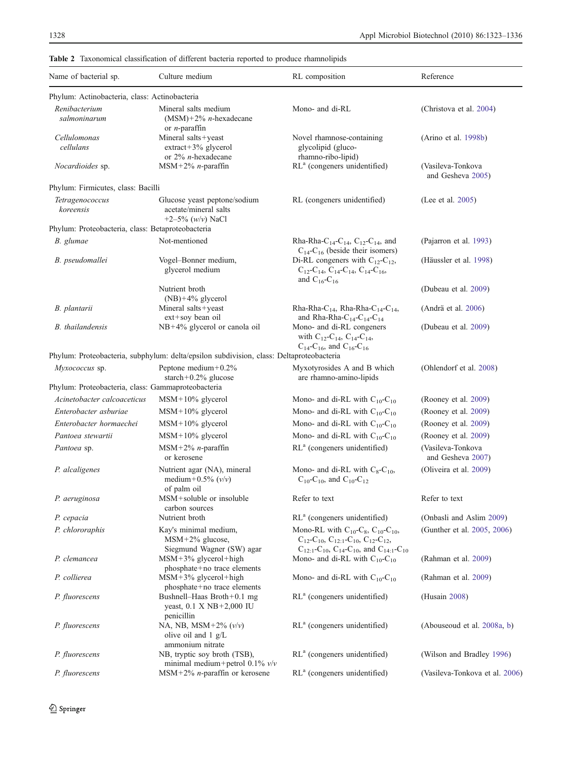**Table 2** Taxonomical classification of different bacteria reported to produce rhamnolipids

| Name of bacterial sp. | Culture medium | RL composition | Reference |
|---|---|---|---|
| Phylum: Actinobacteria, class: Actinobacteria | | | |
| *Renibacterium salmoninarum* | Mineral salts medium (MSM)+2% *n*-hexadecane or *n*-paraffin | Mono- and di-RL | (Christova et al. 2004) |
| *Cellulomonas cellulans* | Mineral salts+yeast extract+3% glycerol or 2% *n*-hexadecane | Novel rhamnose-containing glycolipid (gluco-rhamno-ribo-lipid) | (Arino et al. 1998b) |
| *Nocardioides* sp. | MSM+2% *n*-paraffin | RL[a] (congeners unidentified) | (Vasileva-Tonkova and Gesheva 2005) |
| Phylum: Firmicutes, class: Bacilli | | | |
| *Tetragenococcus koreensis* | Glucose yeast peptone/sodium acetate/mineral salts +2–5% (*w*/*v*) NaCl | RL (congeners unidentified) | (Lee et al. 2005) |
| Phylum: Proteobacteria, class: Betaproteobacteria | | | |
| *B. glumae* | Not-mentioned | Rha-Rha-$C_{14}$-$C_{14}$, $C_{12}$-$C_{14}$, and $C_{14}$-$C_{16}$ (beside their isomers) | (Pajarron et al. 1993) |
| *B. pseudomallei* | Vogel–Bonner medium, glycerol medium | Di-RL congeners with $C_{12}$-$C_{12}$, $C_{12}$-$C_{14}$, $C_{14}$-$C_{14}$, $C_{14}$-$C_{16}$, and $C_{16}$-$C_{16}$ | (Häussler et al. 1998) |
| | Nutrient broth (NB)+4% glycerol | | (Dubeau et al. 2009) |
| *B. plantarii* | Mineral salts+yeast ext+soy bean oil | Rha-Rha-$C_{14}$, Rha-Rha-$C_{14}$-$C_{14}$, and Rha-Rha-$C_{14}$-$C_{14}$-$C_{14}$ | (Andrä et al. 2006) |
| *B. thailandensis* | NB+4% glycerol or canola oil | Mono- and di-RL congeners with $C_{12}$-$C_{14}$, $C_{14}$-$C_{14}$, $C_{14}$-$C_{16}$, and $C_{16}$-$C_{16}$ | (Dubeau et al. 2009) |
| Phylum: Proteobacteria, subphylum: delta/epsilon subdivision, class: Deltaproteobacteria | | | |
| *Myxococcus* sp. | Peptone medium+0.2% starch+0.2% glucose | Myxotyrosides A and B which are rhamno-amino-lipids | (Ohlendorf et al. 2008) |
| Phylum: Proteobacteria, class: Gammaproteobacteria | | | |
| *Acinetobacter calcoaceticus* | MSM+10% glycerol | Mono- and di-RL with $C_{10}$-$C_{10}$ | (Rooney et al. 2009) |
| *Enterobacter asburiae* | MSM+10% glycerol | Mono- and di-RL with $C_{10}$-$C_{10}$ | (Rooney et al. 2009) |
| *Enterobacter hormaechei* | MSM+10% glycerol | Mono- and di-RL with $C_{10}$-$C_{10}$ | (Rooney et al. 2009) |
| *Pantoea stewartii* | MSM+10% glycerol | Mono- and di-RL with $C_{10}$-$C_{10}$ | (Rooney et al. 2009) |
| *Pantoea* sp. | MSM+2% *n*-paraffin or kerosene | RL[a] (congeners unidentified) | (Vasileva-Tonkova and Gesheva 2007) |
| *P. alcaligenes* | Nutrient agar (NA), mineral medium+0.5% (*v*/*v*) of palm oil | Mono- and di-RL with $C_8$-$C_{10}$, $C_{10}$-$C_{10}$, and $C_{10}$-$C_{12}$ | (Oliveira et al. 2009) |
| *P. aeruginosa* | MSM+soluble or insoluble carbon sources | Refer to text | Refer to text |
| *P. cepacia* | Nutrient broth | RL[a] (congeners unidentified) | (Onbasli and Aslim 2009) |
| *P. chlororaphis* | Kay's minimal medium, MSM+2% glucose, Siegmund Wagner (SW) agar | Mono-RL with $C_{10}$-$C_8$, $C_{10}$-$C_{10}$, $C_{12}$-$C_{10}$, $C_{12:1}$-$C_{10}$, $C_{12}$-$C_{12}$, $C_{12:1}$-$C_{10}$, $C_{14}$-$C_{10}$, and $C_{14:1}$-$C_{10}$ | (Gunther et al. 2005, 2006) |
| *P. clemancea* | MSM+3% glycerol+high phosphate+no trace elements | Mono- and di-RL with $C_{10}$-$C_{10}$ | (Rahman et al. 2009) |
| *P. collierea* | MSM+3% glycerol+high phosphate+no trace elements | Mono- and di-RL with $C_{10}$-$C_{10}$ | (Rahman et al. 2009) |
| *P. fluorescens* | Bushnell–Haas Broth+0.1 mg yeast, 0.1 X NB+2,000 IU penicillin | RL[a] (congeners unidentified) | (Husain 2008) |
| *P. fluorescens* | NA, NB, MSM+2% (*v*/*v*) olive oil and 1 g/L ammonium nitrate | RL[a] (congeners unidentified) | (Abouseoud et al. 2008a, b) |
| *P. fluorescens* | NB, tryptic soy broth (TSB), minimal medium+petrol 0.1% *v*/*v* | RL[a] (congeners unidentified) | (Wilson and Bradley 1996) |
| *P. fluorescens* | MSM+2% *n*-paraffin or kerosene | RL[a] (congeners unidentified) | (Vasileva-Tonkova et al. 2006) |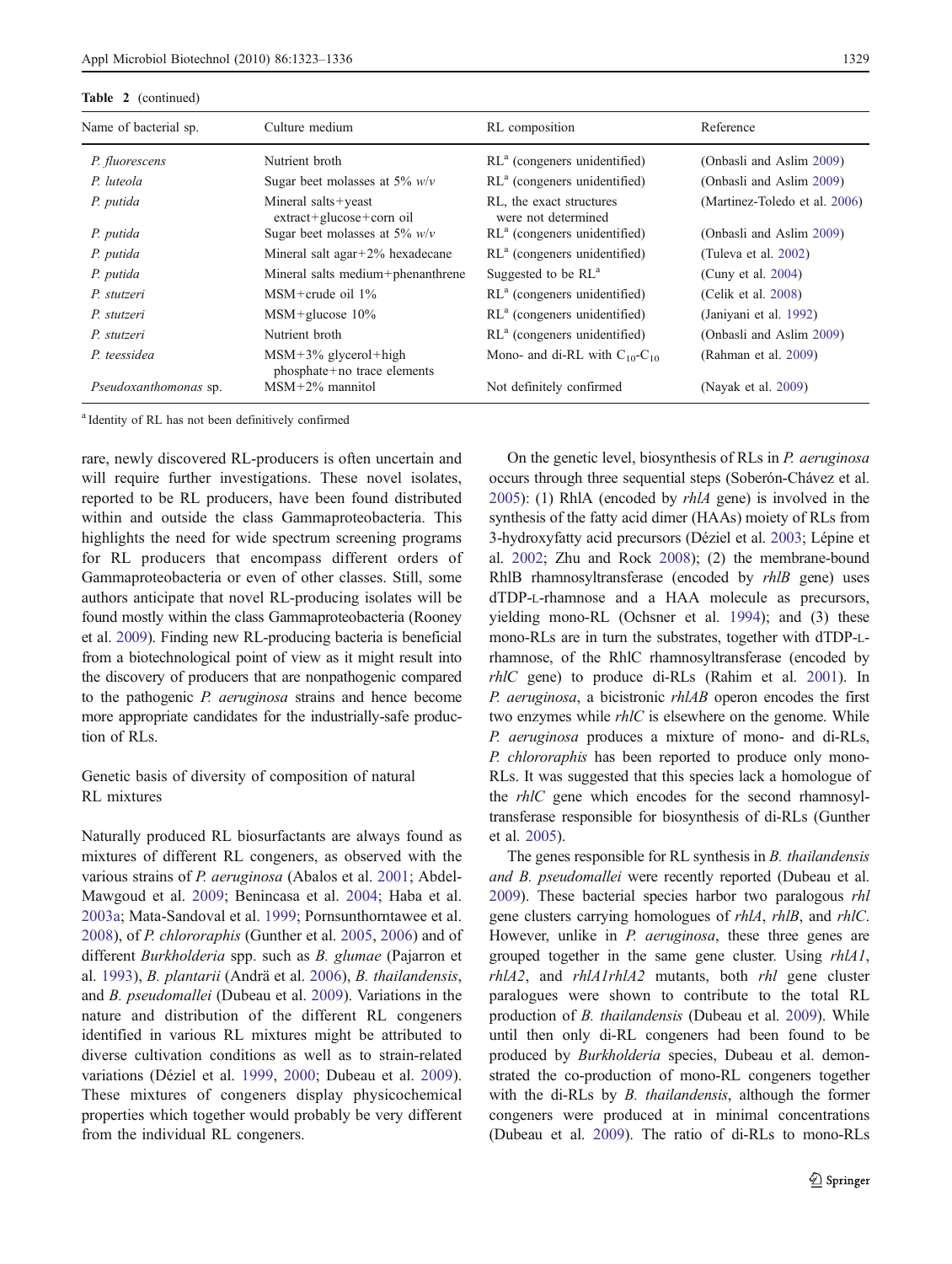**Table 2** (continued)

| Name of bacterial sp. | Culture medium | RL composition | Reference |
|---|---|---|---|
| *P. fluorescens* | Nutrient broth | RL[a] (congeners unidentified) | (Onbasli and Aslim 2009) |
| *P. luteola* | Sugar beet molasses at 5% *w/v* | RL[a] (congeners unidentified) | (Onbasli and Aslim 2009) |
| *P. putida* | Mineral salts+yeast extract+glucose+corn oil | RL, the exact structures were not determined | (Martinez-Toledo et al. 2006) |
| *P. putida* | Sugar beet molasses at 5% *w/v* | RL[a] (congeners unidentified) | (Onbasli and Aslim 2009) |
| *P. putida* | Mineral salt agar+2% hexadecane | RL[a] (congeners unidentified) | (Tuleva et al. 2002) |
| *P. putida* | Mineral salts medium+phenanthrene | Suggested to be RL[a] | (Cuny et al. 2004) |
| *P. stutzeri* | MSM+crude oil 1% | RL[a] (congeners unidentified) | (Celik et al. 2008) |
| *P. stutzeri* | MSM+glucose 10% | RL[a] (congeners unidentified) | (Janiyani et al. 1992) |
| *P. stutzeri* | Nutrient broth | RL[a] (congeners unidentified) | (Onbasli and Aslim 2009) |
| *P. teessidea* | MSM+3% glycerol+high phosphate+no trace elements | Mono- and di-RL with $C_{10}$-$C_{10}$ | (Rahman et al. 2009) |
| *Pseudoxanthomonas* sp. | MSM+2% mannitol | Not definitely confirmed | (Nayak et al. 2009) |

[a] Identity of RL has not been definitively confirmed

rare, newly discovered RL-producers is often uncertain and will require further investigations. These novel isolates, reported to be RL producers, have been found distributed within and outside the class Gammaproteobacteria. This highlights the need for wide spectrum screening programs for RL producers that encompass different orders of Gammaproteobacteria or even of other classes. Still, some authors anticipate that novel RL-producing isolates will be found mostly within the class Gammaproteobacteria (Rooney et al. 2009). Finding new RL-producing bacteria is beneficial from a biotechnological point of view as it might result into the discovery of producers that are nonpathogenic compared to the pathogenic *P. aeruginosa* strains and hence become more appropriate candidates for the industrially-safe production of RLs.

## Genetic basis of diversity of composition of natural RL mixtures

Naturally produced RL biosurfactants are always found as mixtures of different RL congeners, as observed with the various strains of *P. aeruginosa* (Abalos et al. 2001; Abdel-Mawgoud et al. 2009; Benincasa et al. 2004; Haba et al. 2003a; Mata-Sandoval et al. 1999; Pornsunthorntawee et al. 2008), of *P. chlororaphis* (Gunther et al. 2005, 2006) and of different *Burkholderia* spp. such as *B. glumae* (Pajarron et al. 1993), *B. plantarii* (Andrä et al. 2006), *B. thailandensis*, and *B. pseudomallei* (Dubeau et al. 2009). Variations in the nature and distribution of the different RL congeners identified in various RL mixtures might be attributed to diverse cultivation conditions as well as to strain-related variations (Déziel et al. 1999, 2000; Dubeau et al. 2009). These mixtures of congeners display physicochemical properties which together would probably be very different from the individual RL congeners.

On the genetic level, biosynthesis of RLs in *P. aeruginosa* occurs through three sequential steps (Soberón-Chávez et al. 2005): (1) RhlA (encoded by *rhlA* gene) is involved in the synthesis of the fatty acid dimer (HAAs) moiety of RLs from 3-hydroxyfatty acid precursors (Déziel et al. 2003; Lépine et al. 2002; Zhu and Rock 2008); (2) the membrane-bound RhlB rhamnosyltransferase (encoded by *rhlB* gene) uses dTDP-L-rhamnose and a HAA molecule as precursors, yielding mono-RL (Ochsner et al. 1994); and (3) these mono-RLs are in turn the substrates, together with dTDP-L-rhamnose, of the RhlC rhamnosyltransferase (encoded by *rhlC* gene) to produce di-RLs (Rahim et al. 2001). In *P. aeruginosa*, a bicistronic *rhlAB* operon encodes the first two enzymes while *rhlC* is elsewhere on the genome. While *P. aeruginosa* produces a mixture of mono- and di-RLs, *P. chlororaphis* has been reported to produce only mono-RLs. It was suggested that this species lack a homologue of the *rhlC* gene which encodes for the second rhamnosyltransferase responsible for biosynthesis of di-RLs (Gunther et al. 2005).

The genes responsible for RL synthesis in *B. thailandensis and B. pseudomallei* were recently reported (Dubeau et al. 2009). These bacterial species harbor two paralogous *rhl* gene clusters carrying homologues of *rhlA*, *rhlB*, and *rhlC*. However, unlike in *P. aeruginosa*, these three genes are grouped together in the same gene cluster. Using *rhlA1*, *rhlA2*, and *rhlA1rhlA2* mutants, both *rhl* gene cluster paralogues were shown to contribute to the total RL production of *B. thailandensis* (Dubeau et al. 2009). While until then only di-RL congeners had been found to be produced by *Burkholderia* species, Dubeau et al. demonstrated the co-production of mono-RL congeners together with the di-RLs by *B. thailandensis*, although the former congeners were produced at in minimal concentrations (Dubeau et al. 2009). The ratio of di-RLs to mono-RLs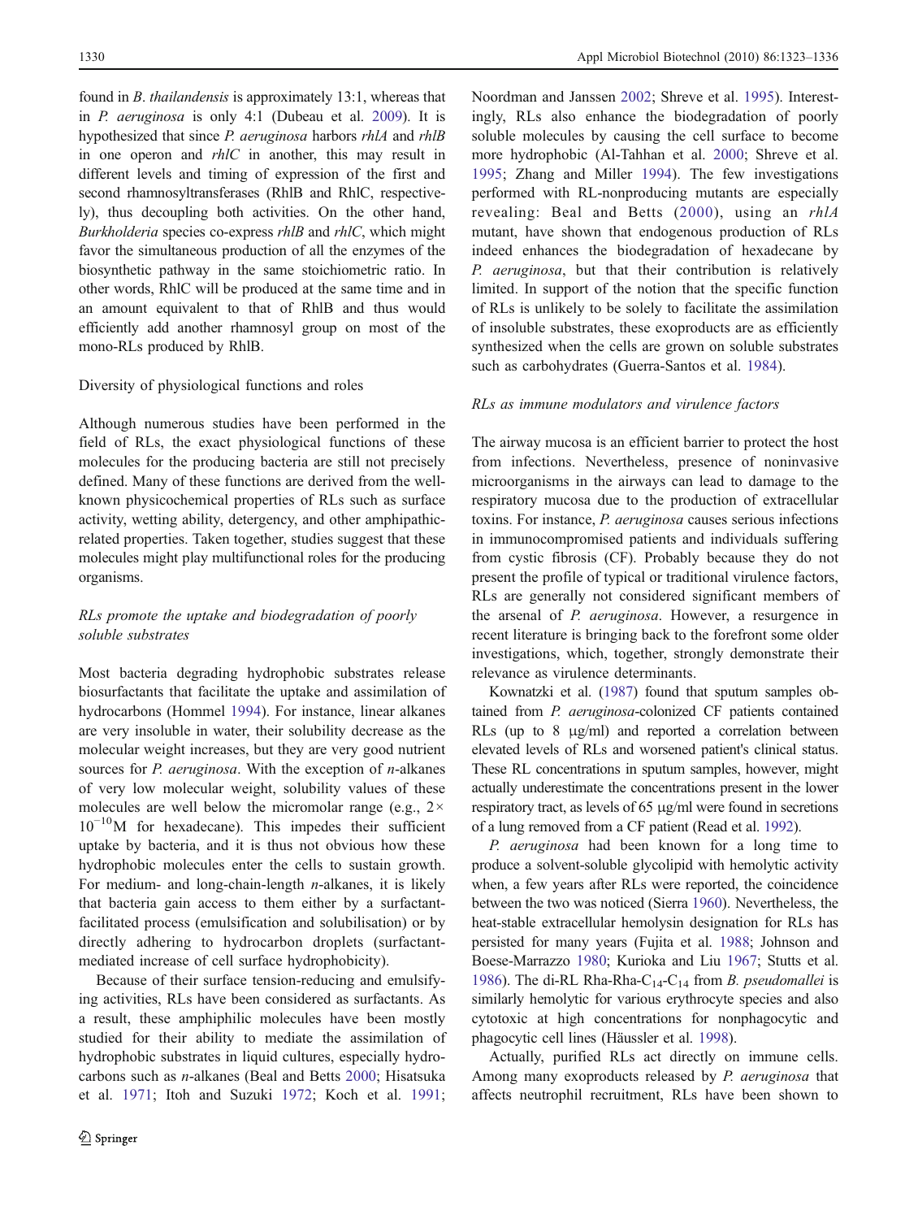found in *B. thailandensis* is approximately 13:1, whereas that in *P. aeruginosa* is only 4:1 (Dubeau et al. 2009). It is hypothesized that since *P. aeruginosa* harbors *rhlA* and *rhlB* in one operon and *rhlC* in another, this may result in different levels and timing of expression of the first and second rhamnosyltransferases (RhlB and RhlC, respectively), thus decoupling both activities. On the other hand, *Burkholderia* species co-express *rhlB* and *rhlC*, which might favor the simultaneous production of all the enzymes of the biosynthetic pathway in the same stoichiometric ratio. In other words, RhlC will be produced at the same time and in an amount equivalent to that of RhlB and thus would efficiently add another rhamnosyl group on most of the mono-RLs produced by RhlB.

## Diversity of physiological functions and roles

Although numerous studies have been performed in the field of RLs, the exact physiological functions of these molecules for the producing bacteria are still not precisely defined. Many of these functions are derived from the well-known physicochemical properties of RLs such as surface activity, wetting ability, detergency, and other amphipathic-related properties. Taken together, studies suggest that these molecules might play multifunctional roles for the producing organisms.

### *RLs promote the uptake and biodegradation of poorly soluble substrates*

Most bacteria degrading hydrophobic substrates release biosurfactants that facilitate the uptake and assimilation of hydrocarbons (Hommel 1994). For instance, linear alkanes are very insoluble in water, their solubility decrease as the molecular weight increases, but they are very good nutrient sources for *P. aeruginosa*. With the exception of *n*-alkanes of very low molecular weight, solubility values of these molecules are well below the micromolar range (e.g., $2 \times 10^{-10}$M for hexadecane). This impedes their sufficient uptake by bacteria, and it is thus not obvious how these hydrophobic molecules enter the cells to sustain growth. For medium- and long-chain-length *n*-alkanes, it is likely that bacteria gain access to them either by a surfactant-facilitated process (emulsification and solubilisation) or by directly adhering to hydrocarbon droplets (surfactant-mediated increase of cell surface hydrophobicity).

Because of their surface tension-reducing and emulsifying activities, RLs have been considered as surfactants. As a result, these amphiphilic molecules have been mostly studied for their ability to mediate the assimilation of hydrophobic substrates in liquid cultures, especially hydrocarbons such as *n*-alkanes (Beal and Betts 2000; Hisatsuka et al. 1971; Itoh and Suzuki 1972; Koch et al. 1991; Noordman and Janssen 2002; Shreve et al. 1995). Interestingly, RLs also enhance the biodegradation of poorly soluble molecules by causing the cell surface to become more hydrophobic (Al-Tahhan et al. 2000; Shreve et al. 1995; Zhang and Miller 1994). The few investigations performed with RL-nonproducing mutants are especially revealing: Beal and Betts (2000), using an *rhlA* mutant, have shown that endogenous production of RLs indeed enhances the biodegradation of hexadecane by *P. aeruginosa*, but that their contribution is relatively limited. In support of the notion that the specific function of RLs is unlikely to be solely to facilitate the assimilation of insoluble substrates, these exoproducts are as efficiently synthesized when the cells are grown on soluble substrates such as carbohydrates (Guerra-Santos et al. 1984).

### *RLs as immune modulators and virulence factors*

The airway mucosa is an efficient barrier to protect the host from infections. Nevertheless, presence of noninvasive microorganisms in the airways can lead to damage to the respiratory mucosa due to the production of extracellular toxins. For instance, *P. aeruginosa* causes serious infections in immunocompromised patients and individuals suffering from cystic fibrosis (CF). Probably because they do not present the profile of typical or traditional virulence factors, RLs are generally not considered significant members of the arsenal of *P. aeruginosa*. However, a resurgence in recent literature is bringing back to the forefront some older investigations, which, together, strongly demonstrate their relevance as virulence determinants.

Kownatzki et al. (1987) found that sputum samples obtained from *P. aeruginosa*-colonized CF patients contained RLs (up to 8 µg/ml) and reported a correlation between elevated levels of RLs and worsened patient's clinical status. These RL concentrations in sputum samples, however, might actually underestimate the concentrations present in the lower respiratory tract, as levels of 65 µg/ml were found in secretions of a lung removed from a CF patient (Read et al. 1992).

*P. aeruginosa* had been known for a long time to produce a solvent-soluble glycolipid with hemolytic activity when, a few years after RLs were reported, the coincidence between the two was noticed (Sierra 1960). Nevertheless, the heat-stable extracellular hemolysin designation for RLs has persisted for many years (Fujita et al. 1988; Johnson and Boese-Marrazzo 1980; Kurioka and Liu 1967; Stutts et al. 1986). The di-RL Rha-Rha-$C_{14}$-$C_{14}$ from *B. pseudomallei* is similarly hemolytic for various erythrocyte species and also cytotoxic at high concentrations for nonphagocytic and phagocytic cell lines (Häussler et al. 1998).

Actually, purified RLs act directly on immune cells. Among many exoproducts released by *P. aeruginosa* that affects neutrophil recruitment, RLs have been shown to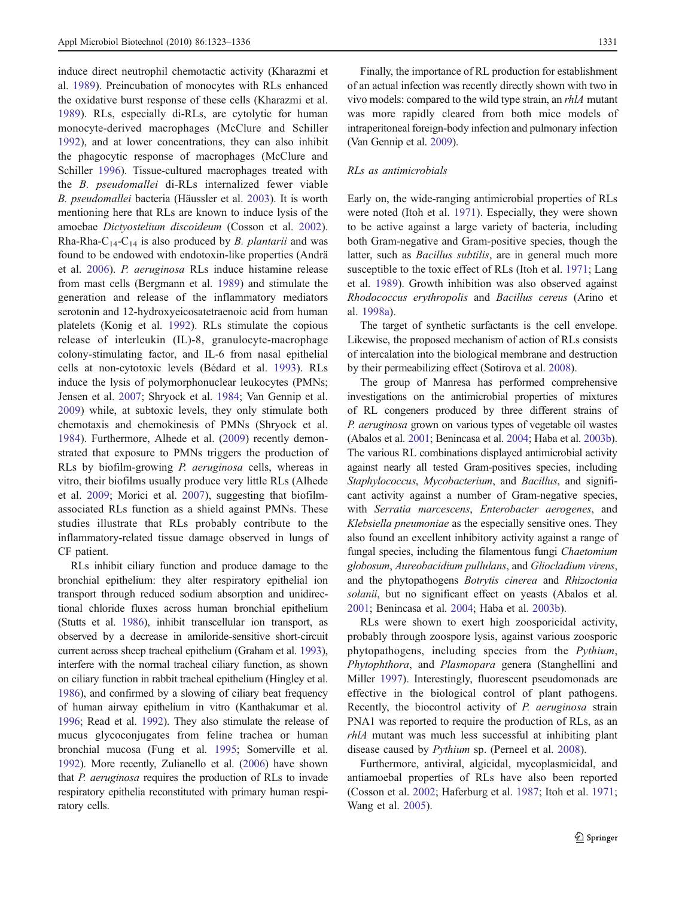induce direct neutrophil chemotactic activity (Kharazmi et al. 1989). Preincubation of monocytes with RLs enhanced the oxidative burst response of these cells (Kharazmi et al. 1989). RLs, especially di-RLs, are cytolytic for human monocyte-derived macrophages (McClure and Schiller 1992), and at lower concentrations, they can also inhibit the phagocytic response of macrophages (McClure and Schiller 1996). Tissue-cultured macrophages treated with the *B. pseudomallei* di-RLs internalized fewer viable *B. pseudomallei* bacteria (Häussler et al. 2003). It is worth mentioning here that RLs are known to induce lysis of the amoebae *Dictyostelium discoideum* (Cosson et al. 2002). Rha-Rha-$C_{14}$-$C_{14}$ is also produced by *B. plantarii* and was found to be endowed with endotoxin-like properties (Andrä et al. 2006). *P. aeruginosa* RLs induce histamine release from mast cells (Bergmann et al. 1989) and stimulate the generation and release of the inflammatory mediators serotonin and 12-hydroxyeicosatetraenoic acid from human platelets (Konig et al. 1992). RLs stimulate the copious release of interleukin (IL)-8, granulocyte-macrophage colony-stimulating factor, and IL-6 from nasal epithelial cells at non-cytotoxic levels (Bédard et al. 1993). RLs induce the lysis of polymorphonuclear leukocytes (PMNs; Jensen et al. 2007; Shryock et al. 1984; Van Gennip et al. 2009) while, at subtoxic levels, they only stimulate both chemotaxis and chemokinesis of PMNs (Shryock et al. 1984). Furthermore, Alhede et al. (2009) recently demonstrated that exposure to PMNs triggers the production of RLs by biofilm-growing *P. aeruginosa* cells, whereas in vitro, their biofilms usually produce very little RLs (Alhede et al. 2009; Morici et al. 2007), suggesting that biofilm-associated RLs function as a shield against PMNs. These studies illustrate that RLs probably contribute to the inflammatory-related tissue damage observed in lungs of CF patient.

RLs inhibit ciliary function and produce damage to the bronchial epithelium: they alter respiratory epithelial ion transport through reduced sodium absorption and unidirectional chloride fluxes across human bronchial epithelium (Stutts et al. 1986), inhibit transcellular ion transport, as observed by a decrease in amiloride-sensitive short-circuit current across sheep tracheal epithelium (Graham et al. 1993), interfere with the normal tracheal ciliary function, as shown on ciliary function in rabbit tracheal epithelium (Hingley et al. 1986), and confirmed by a slowing of ciliary beat frequency of human airway epithelium in vitro (Kanthakumar et al. 1996; Read et al. 1992). They also stimulate the release of mucus glycoconjugates from feline trachea or human bronchial mucosa (Fung et al. 1995; Somerville et al. 1992). More recently, Zulianello et al. (2006) have shown that *P. aeruginosa* requires the production of RLs to invade respiratory epithelia reconstituted with primary human respiratory cells.

Finally, the importance of RL production for establishment of an actual infection was recently directly shown with two in vivo models: compared to the wild type strain, an *rhlA* mutant was more rapidly cleared from both mice models of intraperitoneal foreign-body infection and pulmonary infection (Van Gennip et al. 2009).

*RLs as antimicrobials*

Early on, the wide-ranging antimicrobial properties of RLs were noted (Itoh et al. 1971). Especially, they were shown to be active against a large variety of bacteria, including both Gram-negative and Gram-positive species, though the latter, such as *Bacillus subtilis*, are in general much more susceptible to the toxic effect of RLs (Itoh et al. 1971; Lang et al. 1989). Growth inhibition was also observed against *Rhodococcus erythropolis* and *Bacillus cereus* (Arino et al. 1998a).

The target of synthetic surfactants is the cell envelope. Likewise, the proposed mechanism of action of RLs consists of intercalation into the biological membrane and destruction by their permeabilizing effect (Sotirova et al. 2008).

The group of Manresa has performed comprehensive investigations on the antimicrobial properties of mixtures of RL congeners produced by three different strains of *P. aeruginosa* grown on various types of vegetable oil wastes (Abalos et al. 2001; Benincasa et al. 2004; Haba et al. 2003b). The various RL combinations displayed antimicrobial activity against nearly all tested Gram-positives species, including *Staphylococcus*, *Mycobacterium*, and *Bacillus*, and significant activity against a number of Gram-negative species, with *Serratia marcescens*, *Enterobacter aerogenes*, and *Klebsiella pneumoniae* as the especially sensitive ones. They also found an excellent inhibitory activity against a range of fungal species, including the filamentous fungi *Chaetomium globosum*, *Aureobacidium pullulans*, and *Gliocladium virens*, and the phytopathogens *Botrytis cinerea* and *Rhizoctonia solanii*, but no significant effect on yeasts (Abalos et al. 2001; Benincasa et al. 2004; Haba et al. 2003b).

RLs were shown to exert high zoosporicidal activity, probably through zoospore lysis, against various zoosporic phytopathogens, including species from the *Pythium*, *Phytophthora*, and *Plasmopara* genera (Stanghellini and Miller 1997). Interestingly, fluorescent pseudomonads are effective in the biological control of plant pathogens. Recently, the biocontrol activity of *P. aeruginosa* strain PNA1 was reported to require the production of RLs, as an *rhlA* mutant was much less successful at inhibiting plant disease caused by *Pythium* sp. (Perneel et al. 2008).

Furthermore, antiviral, algicidal, mycoplasmicidal, and antiamoebal properties of RLs have also been reported (Cosson et al. 2002; Haferburg et al. 1987; Itoh et al. 1971; Wang et al. 2005).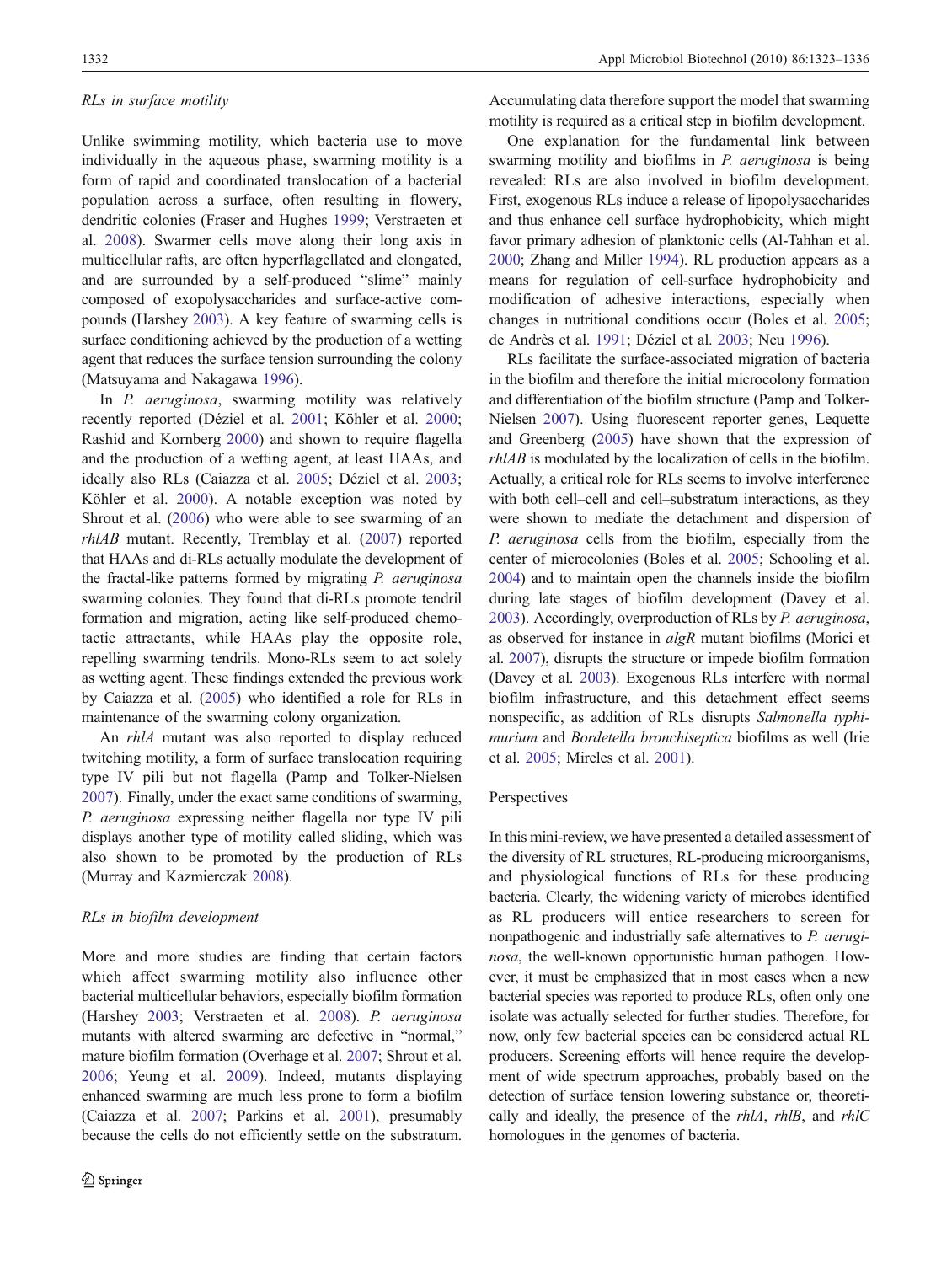### *RLs in surface motility*

Unlike swimming motility, which bacteria use to move individually in the aqueous phase, swarming motility is a form of rapid and coordinated translocation of a bacterial population across a surface, often resulting in flowery, dendritic colonies (Fraser and Hughes 1999; Verstraeten et al. 2008). Swarmer cells move along their long axis in multicellular rafts, are often hyperflagellated and elongated, and are surrounded by a self-produced "slime" mainly composed of exopolysaccharides and surface-active compounds (Harshey 2003). A key feature of swarming cells is surface conditioning achieved by the production of a wetting agent that reduces the surface tension surrounding the colony (Matsuyama and Nakagawa 1996).

In *P. aeruginosa*, swarming motility was relatively recently reported (Déziel et al. 2001; Köhler et al. 2000; Rashid and Kornberg 2000) and shown to require flagella and the production of a wetting agent, at least HAAs, and ideally also RLs (Caiazza et al. 2005; Déziel et al. 2003; Köhler et al. 2000). A notable exception was noted by Shrout et al. (2006) who were able to see swarming of an *rhlAB* mutant. Recently, Tremblay et al. (2007) reported that HAAs and di-RLs actually modulate the development of the fractal-like patterns formed by migrating *P. aeruginosa* swarming colonies. They found that di-RLs promote tendril formation and migration, acting like self-produced chemotactic attractants, while HAAs play the opposite role, repelling swarming tendrils. Mono-RLs seem to act solely as wetting agent. These findings extended the previous work by Caiazza et al. (2005) who identified a role for RLs in maintenance of the swarming colony organization.

An *rhlA* mutant was also reported to display reduced twitching motility, a form of surface translocation requiring type IV pili but not flagella (Pamp and Tolker-Nielsen 2007). Finally, under the exact same conditions of swarming, *P. aeruginosa* expressing neither flagella nor type IV pili displays another type of motility called sliding, which was also shown to be promoted by the production of RLs (Murray and Kazmierczak 2008).

### *RLs in biofilm development*

More and more studies are finding that certain factors which affect swarming motility also influence other bacterial multicellular behaviors, especially biofilm formation (Harshey 2003; Verstraeten et al. 2008). *P. aeruginosa* mutants with altered swarming are defective in "normal," mature biofilm formation (Overhage et al. 2007; Shrout et al. 2006; Yeung et al. 2009). Indeed, mutants displaying enhanced swarming are much less prone to form a biofilm (Caiazza et al. 2007; Parkins et al. 2001), presumably because the cells do not efficiently settle on the substratum. Accumulating data therefore support the model that swarming motility is required as a critical step in biofilm development.

One explanation for the fundamental link between swarming motility and biofilms in *P. aeruginosa* is being revealed: RLs are also involved in biofilm development. First, exogenous RLs induce a release of lipopolysaccharides and thus enhance cell surface hydrophobicity, which might favor primary adhesion of planktonic cells (Al-Tahhan et al. 2000; Zhang and Miller 1994). RL production appears as a means for regulation of cell-surface hydrophobicity and modification of adhesive interactions, especially when changes in nutritional conditions occur (Boles et al. 2005; de Andrès et al. 1991; Déziel et al. 2003; Neu 1996).

RLs facilitate the surface-associated migration of bacteria in the biofilm and therefore the initial microcolony formation and differentiation of the biofilm structure (Pamp and Tolker-Nielsen 2007). Using fluorescent reporter genes, Lequette and Greenberg (2005) have shown that the expression of *rhlAB* is modulated by the localization of cells in the biofilm. Actually, a critical role for RLs seems to involve interference with both cell–cell and cell–substratum interactions, as they were shown to mediate the detachment and dispersion of *P. aeruginosa* cells from the biofilm, especially from the center of microcolonies (Boles et al. 2005; Schooling et al. 2004) and to maintain open the channels inside the biofilm during late stages of biofilm development (Davey et al. 2003). Accordingly, overproduction of RLs by *P. aeruginosa*, as observed for instance in *algR* mutant biofilms (Morici et al. 2007), disrupts the structure or impede biofilm formation (Davey et al. 2003). Exogenous RLs interfere with normal biofilm infrastructure, and this detachment effect seems nonspecific, as addition of RLs disrupts *Salmonella typhimurium* and *Bordetella bronchiseptica* biofilms as well (Irie et al. 2005; Mireles et al. 2001).

## Perspectives

In this mini-review, we have presented a detailed assessment of the diversity of RL structures, RL-producing microorganisms, and physiological functions of RLs for these producing bacteria. Clearly, the widening variety of microbes identified as RL producers will entice researchers to screen for nonpathogenic and industrially safe alternatives to *P. aeruginosa*, the well-known opportunistic human pathogen. However, it must be emphasized that in most cases when a new bacterial species was reported to produce RLs, often only one isolate was actually selected for further studies. Therefore, for now, only few bacterial species can be considered actual RL producers. Screening efforts will hence require the development of wide spectrum approaches, probably based on the detection of surface tension lowering substance or, theoretically and ideally, the presence of the *rhlA*, *rhlB*, and *rhlC* homologues in the genomes of bacteria.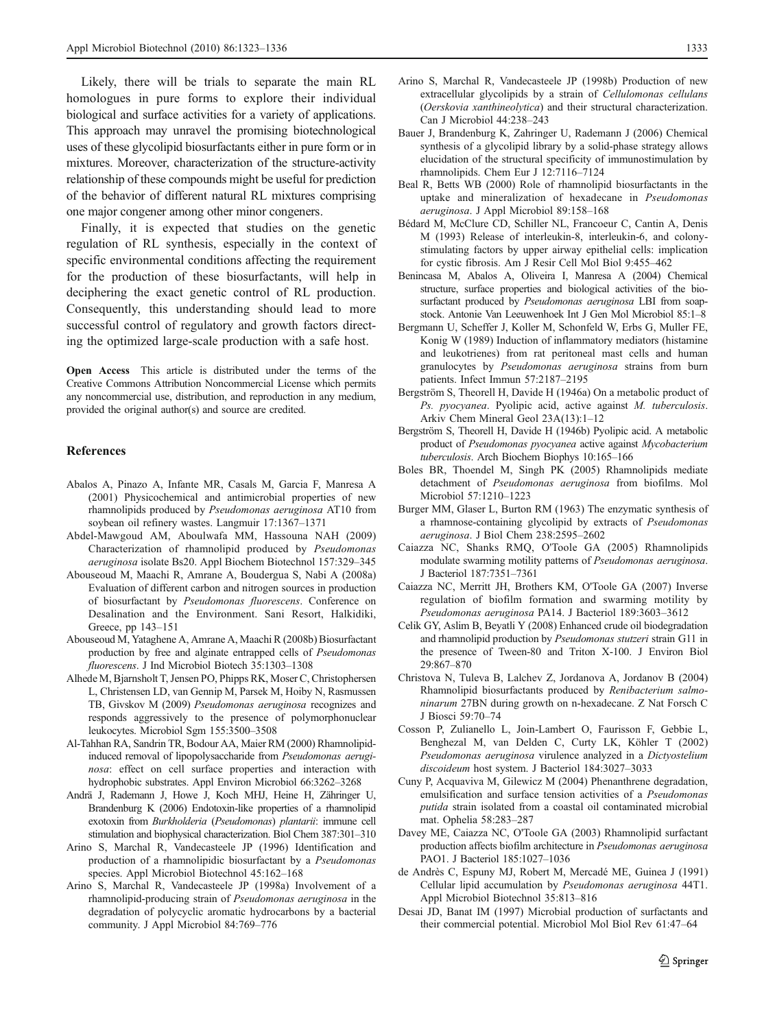Likely, there will be trials to separate the main RL homologues in pure forms to explore their individual biological and surface activities for a variety of applications. This approach may unravel the promising biotechnological uses of these glycolipid biosurfactants either in pure form or in mixtures. Moreover, characterization of the structure-activity relationship of these compounds might be useful for prediction of the behavior of different natural RL mixtures comprising one major congener among other minor congeners.

Finally, it is expected that studies on the genetic regulation of RL synthesis, especially in the context of specific environmental conditions affecting the requirement for the production of these biosurfactants, will help in deciphering the exact genetic control of RL production. Consequently, this understanding should lead to more successful control of regulatory and growth factors directing the optimized large-scale production with a safe host.

**Open Access** This article is distributed under the terms of the Creative Commons Attribution Noncommercial License which permits any noncommercial use, distribution, and reproduction in any medium, provided the original author(s) and source are credited.

## References

Abalos A, Pinazo A, Infante MR, Casals M, Garcia F, Manresa A (2001) Physicochemical and antimicrobial properties of new rhamnolipids produced by *Pseudomonas aeruginosa* AT10 from soybean oil refinery wastes. Langmuir 17:1367–1371

Abdel-Mawgoud AM, Aboulwafa MM, Hassouna NAH (2009) Characterization of rhamnolipid produced by *Pseudomonas aeruginosa* isolate Bs20. Appl Biochem Biotechnol 157:329–345

Abouseoud M, Maachi R, Amrane A, Boudergua S, Nabi A (2008a) Evaluation of different carbon and nitrogen sources in production of biosurfactant by *Pseudomonas fluorescens*. Conference on Desalination and the Environment. Sani Resort, Halkidiki, Greece, pp 143–151

Abouseoud M, Yataghene A, Amrane A, Maachi R (2008b) Biosurfactant production by free and alginate entrapped cells of *Pseudomonas fluorescens*. J Ind Microbiol Biotech 35:1303–1308

Alhede M, Bjarnsholt T, Jensen PO, Phipps RK, Moser C, Christophersen L, Christensen LD, van Gennip M, Parsek M, Hoiby N, Rasmussen TB, Givskov M (2009) *Pseudomonas aeruginosa* recognizes and responds aggressively to the presence of polymorphonuclear leukocytes. Microbiol Sgm 155:3500–3508

Al-Tahhan RA, Sandrin TR, Bodour AA, Maier RM (2000) Rhamnolipid-induced removal of lipopolysaccharide from *Pseudomonas aeruginosa*: effect on cell surface properties and interaction with hydrophobic substrates. Appl Environ Microbiol 66:3262–3268

Andrä J, Rademann J, Howe J, Koch MHJ, Heine H, Zähringer U, Brandenburg K (2006) Endotoxin-like properties of a rhamnolipid exotoxin from *Burkholderia* (*Pseudomonas*) *plantarii*: immune cell stimulation and biophysical characterization. Biol Chem 387:301–310

Arino S, Marchal R, Vandecasteele JP (1996) Identification and production of a rhamnolipidic biosurfactant by a *Pseudomonas* species. Appl Microbiol Biotechnol 45:162–168

Arino S, Marchal R, Vandecasteele JP (1998a) Involvement of a rhamnolipid-producing strain of *Pseudomonas aeruginosa* in the degradation of polycyclic aromatic hydrocarbons by a bacterial community. J Appl Microbiol 84:769–776

Arino S, Marchal R, Vandecasteele JP (1998b) Production of new extracellular glycolipids by a strain of *Cellulomonas cellulans* (*Oerskovia xanthineolytica*) and their structural characterization. Can J Microbiol 44:238–243

Bauer J, Brandenburg K, Zahringer U, Rademann J (2006) Chemical synthesis of a glycolipid library by a solid-phase strategy allows elucidation of the structural specificity of immunostimulation by rhamnolipids. Chem Eur J 12:7116–7124

Beal R, Betts WB (2000) Role of rhamnolipid biosurfactants in the uptake and mineralization of hexadecane in *Pseudomonas aeruginosa*. J Appl Microbiol 89:158–168

Bédard M, McClure CD, Schiller NL, Francoeur C, Cantin A, Denis M (1993) Release of interleukin-8, interleukin-6, and colony-stimulating factors by upper airway epithelial cells: implication for cystic fibrosis. Am J Resir Cell Mol Biol 9:455–462

Benincasa M, Abalos A, Oliveira I, Manresa A (2004) Chemical structure, surface properties and biological activities of the biosurfactant produced by *Pseudomonas aeruginosa* LBI from soapstock. Antonie Van Leeuwenhoek Int J Gen Mol Microbiol 85:1–8

Bergmann U, Scheffer J, Koller M, Schonfeld W, Erbs G, Muller FE, Konig W (1989) Induction of inflammatory mediators (histamine and leukotrienes) from rat peritoneal mast cells and human granulocytes by *Pseudomonas aeruginosa* strains from burn patients. Infect Immun 57:2187–2195

Bergström S, Theorell H, Davide H (1946a) On a metabolic product of *Ps. pyocyanea*. Pyolipic acid, active against *M. tuberculosis*. Arkiv Chem Mineral Geol 23A(13):1–12

Bergström S, Theorell H, Davide H (1946b) Pyolipic acid. A metabolic product of *Pseudomonas pyocyanea* active against *Mycobacterium tuberculosis*. Arch Biochem Biophys 10:165–166

Boles BR, Thoendel M, Singh PK (2005) Rhamnolipids mediate detachment of *Pseudomonas aeruginosa* from biofilms. Mol Microbiol 57:1210–1223

Burger MM, Glaser L, Burton RM (1963) The enzymatic synthesis of a rhamnose-containing glycolipid by extracts of *Pseudomonas aeruginosa*. J Biol Chem 238:2595–2602

Caiazza NC, Shanks RMQ, O'Toole GA (2005) Rhamnolipids modulate swarming motility patterns of *Pseudomonas aeruginosa*. J Bacteriol 187:7351–7361

Caiazza NC, Merritt JH, Brothers KM, O'Toole GA (2007) Inverse regulation of biofilm formation and swarming motility by *Pseudomonas aeruginosa* PA14. J Bacteriol 189:3603–3612

Celik GY, Aslim B, Beyatli Y (2008) Enhanced crude oil biodegradation and rhamnolipid production by *Pseudomonas stutzeri* strain G11 in the presence of Tween-80 and Triton X-100. J Environ Biol 29:867–870

Christova N, Tuleva B, Lalchev Z, Jordanova A, Jordanov B (2004) Rhamnolipid biosurfactants produced by *Renibacterium salmoninarum* 27BN during growth on n-hexadecane. Z Nat Forsch C J Biosci 59:70–74

Cosson P, Zulianello L, Join-Lambert O, Faurisson F, Gebbie L, Benghezal M, van Delden C, Curty LK, Köhler T (2002) *Pseudomonas aeruginosa* virulence analyzed in a *Dictyostelium discoideum* host system. J Bacteriol 184:3027–3033

Cuny P, Acquaviva M, Gilewicz M (2004) Phenanthrene degradation, emulsification and surface tension activities of a *Pseudomonas putida* strain isolated from a coastal oil contaminated microbial mat. Ophelia 58:283–287

Davey ME, Caiazza NC, O'Toole GA (2003) Rhamnolipid surfactant production affects biofilm architecture in *Pseudomonas aeruginosa* PAO1. J Bacteriol 185:1027–1036

de Andrès C, Espuny MJ, Robert M, Mercadé ME, Guinea J (1991) Cellular lipid accumulation by *Pseudomonas aeruginosa* 44T1. Appl Microbiol Biotechnol 35:813–816

Desai JD, Banat IM (1997) Microbial production of surfactants and their commercial potential. Microbiol Mol Biol Rev 61:47–64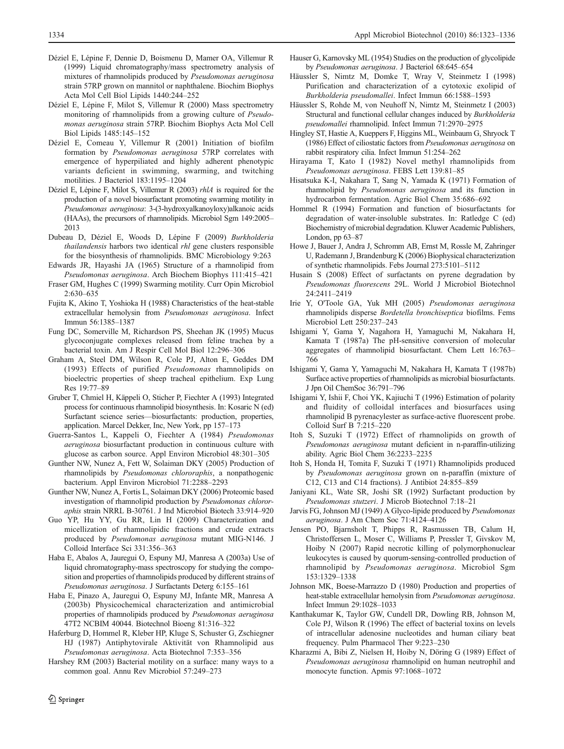Déziel E, Lépine F, Dennie D, Boismenu D, Mamer OA, Villemur R (1999) Liquid chromatography/mass spectrometry analysis of mixtures of rhamnolipids produced by *Pseudomonas aeruginosa* strain 57RP grown on mannitol or naphthalene. Biochim Biophys Acta Mol Cell Biol Lipids 1440:244–252

Déziel E, Lépine F, Milot S, Villemur R (2000) Mass spectrometry monitoring of rhamnolipids from a growing culture of *Pseudomonas aeruginosa* strain 57RP. Biochim Biophys Acta Mol Cell Biol Lipids 1485:145–152

Déziel E, Comeau Y, Villemur R (2001) Initiation of biofilm formation by *Pseudomonas aeruginosa* 57RP correlates with emergence of hyperpiliated and highly adherent phenotypic variants deficient in swimming, swarming, and twitching motilities. J Bacteriol 183:1195–1204

Déziel E, Lépine F, Milot S, Villemur R (2003) *rhlA* is required for the production of a novel biosurfactant promoting swarming motility in *Pseudomonas aeruginosa*: 3-(3-hydroxyalkanoyloxy)alkanoic acids (HAAs), the precursors of rhamnolipids. Microbiol Sgm 149:2005–2013

Dubeau D, Déziel E, Woods D, Lépine F (2009) *Burkholderia thailandensis* harbors two identical *rhl* gene clusters responsible for the biosynthesis of rhamnolipids. BMC Microbiology 9:263

Edwards JR, Hayashi JA (1965) Structure of a rhamnolipid from *Pseudomonas aeruginosa*. Arch Biochem Biophys 111:415–421

Fraser GM, Hughes C (1999) Swarming motility. Curr Opin Microbiol 2:630–635

Fujita K, Akino T, Yoshioka H (1988) Characteristics of the heat-stable extracellular hemolysin from *Pseudomonas aeruginosa*. Infect Immun 56:1385–1387

Fung DC, Somerville M, Richardson PS, Sheehan JK (1995) Mucus glycoconjugate complexes released from feline trachea by a bacterial toxin. Am J Respir Cell Mol Biol 12:296–306

Graham A, Steel DM, Wilson R, Cole PJ, Alton E, Geddes DM (1993) Effects of purified *Pseudomonas* rhamnolipids on bioelectric properties of sheep tracheal epithelium. Exp Lung Res 19:77–89

Gruber T, Chmiel H, Käppeli O, Sticher P, Fiechter A (1993) Integrated process for continuous rhamnolipid biosynthesis. In: Kosaric N (ed) Surfactant science series—biosurfactants: production, properties, application. Marcel Dekker, Inc, New York, pp 157–173

Guerra-Santos L, Kappeli O, Fiechter A (1984) *Pseudomonas aeruginosa* biosurfactant production in continuous culture with glucose as carbon source. Appl Environ Microbiol 48:301–305

Gunther NW, Nunez A, Fett W, Solaiman DKY (2005) Production of rhamnolipids by *Pseudomonas chlororaphis*, a nonpathogenic bacterium. Appl Environ Microbiol 71:2288–2293

Gunther NW, Nunez A, Fortis L, Solaiman DKY (2006) Proteomic based investigation of rhamnolipid production by *Pseudomonas chlororaphis* strain NRRL B-30761. J Ind Microbiol Biotech 33:914–920

Guo YP, Hu YY, Gu RR, Lin H (2009) Characterization and micellization of rhamnolipidic fractions and crude extracts produced by *Pseudomonas aeruginosa* mutant MIG-N146. J Colloid Interface Sci 331:356–363

Haba E, Abalos A, Jauregui O, Espuny MJ, Manresa A (2003a) Use of liquid chromatography-mass spectroscopy for studying the composition and properties of rhamnolipids produced by different strains of *Pseudomonas aeruginosa*. J Surfactants Deterg 6:155–161

Haba E, Pinazo A, Jauregui O, Espuny MJ, Infante MR, Manresa A (2003b) Physicochemical characterization and antimicrobial properties of rhamnolipids produced by *Pseudomonas aeruginosa* 47T2 NCBIM 40044. Biotechnol Bioeng 81:316–322

Haferburg D, Hommel R, Kleber HP, Kluge S, Schuster G, Zschiegner HJ (1987) Antiphytovirale Aktivität von Rhamnolipid aus *Pseudomonas aeruginosa*. Acta Biotechnol 7:353–356

Harshey RM (2003) Bacterial motility on a surface: many ways to a common goal. Annu Rev Microbiol 57:249–273

Hauser G, Karnovsky ML (1954) Studies on the production of glycolipide by *Pseudomonas aeruginosa*. J Bacteriol 68:645–654

Häussler S, Nimtz M, Domke T, Wray V, Steinmetz I (1998) Purification and characterization of a cytotoxic exolipid of *Burkholderia pseudomallei*. Infect Immun 66:1588–1593

Häussler S, Rohde M, von Neuhoff N, Nimtz M, Steinmetz I (2003) Structural and functional cellular changes induced by *Burkholderia pseudomallei* rhamnolipid. Infect Immun 71:2970–2975

Hingley ST, Hastie A, Kueppers F, Higgins ML, Weinbaum G, Shryock T (1986) Effect of ciliostatic factors from *Pseudomonas aeruginosa* on rabbit respiratory cilia. Infect Immun 51:254–262

Hirayama T, Kato I (1982) Novel methyl rhamnolipids from *Pseudomonas aeruginosa*. FEBS Lett 139:81–85

Hisatsuka K-I, Nakahara T, Sang N, Yamada K (1971) Formation of rhamnolipid by *Pseudomonas aeruginosa* and its function in hydrocarbon fermentation. Agric Biol Chem 35:686–692

Hommel R (1994) Formation and function of biosurfactants for degradation of water-insoluble substrates. In: Ratledge C (ed) Biochemistry of microbial degradation. Kluwer Academic Publishers, London, pp 63–87

Howe J, Bauer J, Andra J, Schromm AB, Ernst M, Rossle M, Zahringer U, Rademann J, Brandenburg K (2006) Biophysical characterization of synthetic rhamnolipids. Febs Journal 273:5101–5112

Husain S (2008) Effect of surfactants on pyrene degradation by *Pseudomonas fluorescens* 29L. World J Microbiol Biotechnol 24:2411–2419

Irie Y, O'Toole GA, Yuk MH (2005) *Pseudomonas aeruginosa* rhamnolipids disperse *Bordetella bronchiseptica* biofilms. Fems Microbiol Lett 250:237–243

Ishigami Y, Gama Y, Nagahora H, Yamaguchi M, Nakahara H, Kamata T (1987a) The pH-sensitive conversion of molecular aggregates of rhamnolipid biosurfactant. Chem Lett 16:763–766

Ishigami Y, Gama Y, Yamaguchi M, Nakahara H, Kamata T (1987b) Surface active properties of rhamnolipids as microbial biosurfactants. J Jpn Oil ChemSoc 36:791–796

Ishigami Y, Ishii F, Choi YK, Kajiuchi T (1996) Estimation of polarity and fluidity of colloidal interfaces and biosurfaces using rhamnolipid B pyrenacylester as surface-active fluorescent probe. Colloid Surf B 7:215–220

Itoh S, Suzuki T (1972) Effect of rhamnolipids on growth of *Pseudomonas aeruginosa* mutant deficient in n-paraffin-utilizing ability. Agric Biol Chem 36:2233–2235

Itoh S, Honda H, Tomita F, Suzuki T (1971) Rhamnolipids produced by *Pseudomonas aeruginosa* grown on n-paraffin (mixture of C12, C13 and C14 fractions). J Antibiot 24:855–859

Janiyani KL, Wate SR, Joshi SR (1992) Surfactant production by *Pseudomonas stutzeri*. J Microb Biotechnol 7:18–21

Jarvis FG, Johnson MJ (1949) A Glyco-lipide produced by *Pseudomonas aeruginosa*. J Am Chem Soc 71:4124–4126

Jensen PO, Bjarnsholt T, Phipps R, Rasmussen TB, Calum H, Christoffersen L, Moser C, Williams P, Pressler T, Givskov M, Hoiby N (2007) Rapid necrotic killing of polymorphonuclear leukocytes is caused by quorum-sensing-controlled production of rhamnolipid by *Pseudomonas aeruginosa*. Microbiol Sgm 153:1329–1338

Johnson MK, Boese-Marrazzo D (1980) Production and properties of heat-stable extracellular hemolysin from *Pseudomonas aeruginosa*. Infect Immun 29:1028–1033

Kanthakumar K, Taylor GW, Cundell DR, Dowling RB, Johnson M, Cole PJ, Wilson R (1996) The effect of bacterial toxins on levels of intracellular adenosine nucleotides and human ciliary beat frequency. Pulm Pharmacol Ther 9:223–230

Kharazmi A, Bibi Z, Nielsen H, Hoiby N, Döring G (1989) Effect of *Pseudomonas aeruginosa* rhamnolipid on human neutrophil and monocyte function. Apmis 97:1068–1072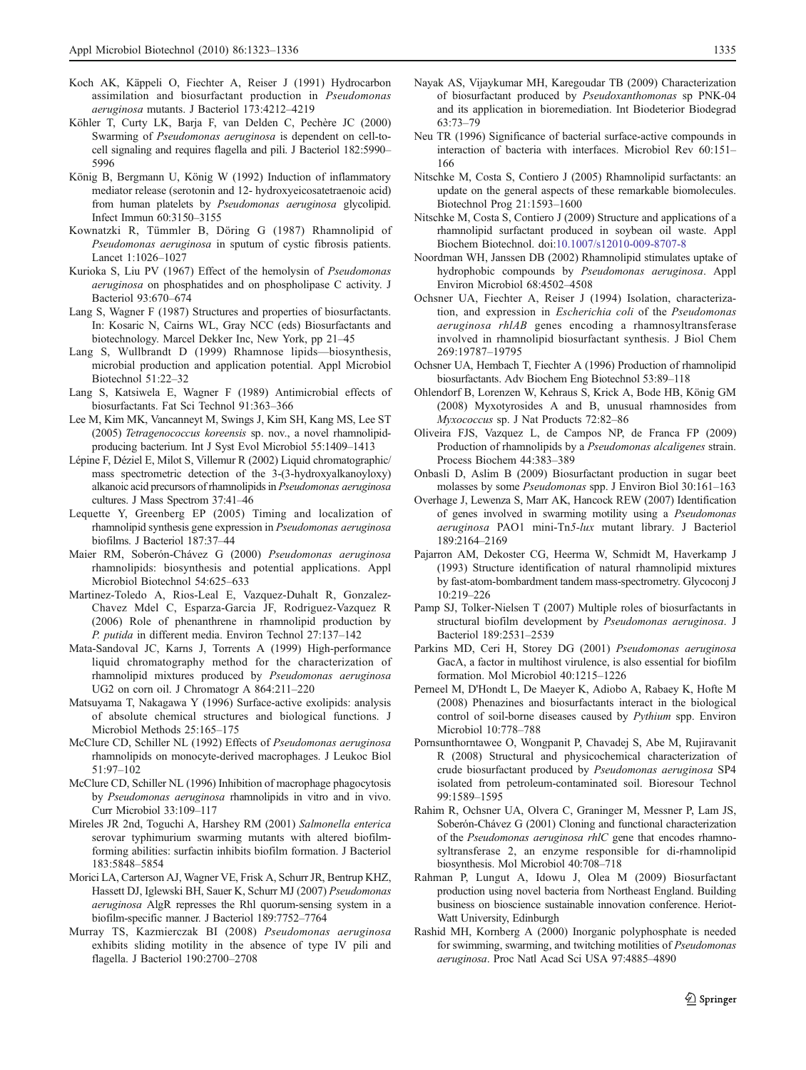Koch AK, Käppeli O, Fiechter A, Reiser J (1991) Hydrocarbon assimilation and biosurfactant production in *Pseudomonas aeruginosa* mutants. J Bacteriol 173:4212–4219

Köhler T, Curty LK, Barja F, van Delden C, Pechère JC (2000) Swarming of *Pseudomonas aeruginosa* is dependent on cell-to-cell signaling and requires flagella and pili. J Bacteriol 182:5990–5996

König B, Bergmann U, König W (1992) Induction of inflammatory mediator release (serotonin and 12- hydroxyeicosatetraenoic acid) from human platelets by *Pseudomonas aeruginosa* glycolipid. Infect Immun 60:3150–3155

Kownatzki R, Tümmler B, Döring G (1987) Rhamnolipid of *Pseudomonas aeruginosa* in sputum of cystic fibrosis patients. Lancet 1:1026–1027

Kurioka S, Liu PV (1967) Effect of the hemolysin of *Pseudomonas aeruginosa* on phosphatides and on phospholipase C activity. J Bacteriol 93:670–674

Lang S, Wagner F (1987) Structures and properties of biosurfactants. In: Kosaric N, Cairns WL, Gray NCC (eds) Biosurfactants and biotechnology. Marcel Dekker Inc, New York, pp 21–45

Lang S, Wullbrandt D (1999) Rhamnose lipids—biosynthesis, microbial production and application potential. Appl Microbiol Biotechnol 51:22–32

Lang S, Katsiwela E, Wagner F (1989) Antimicrobial effects of biosurfactants. Fat Sci Technol 91:363–366

Lee M, Kim MK, Vancanneyt M, Swings J, Kim SH, Kang MS, Lee ST (2005) *Tetragenococcus koreensis* sp. nov., a novel rhamnolipid-producing bacterium. Int J Syst Evol Microbiol 55:1409–1413

Lépine F, Déziel E, Milot S, Villemur R (2002) Liquid chromatographic/mass spectrometric detection of the 3-(3-hydroxyalkanoyloxy) alkanoic acid precursors of rhamnolipids in *Pseudomonas aeruginosa* cultures. J Mass Spectrom 37:41–46

Lequette Y, Greenberg EP (2005) Timing and localization of rhamnolipid synthesis gene expression in *Pseudomonas aeruginosa* biofilms. J Bacteriol 187:37–44

Maier RM, Soberón-Chávez G (2000) *Pseudomonas aeruginosa* rhamnolipids: biosynthesis and potential applications. Appl Microbiol Biotechnol 54:625–633

Martinez-Toledo A, Rios-Leal E, Vazquez-Duhalt R, Gonzalez-Chavez Mdel C, Esparza-Garcia JF, Rodriguez-Vazquez R (2006) Role of phenanthrene in rhamnolipid production by *P. putida* in different media. Environ Technol 27:137–142

Mata-Sandoval JC, Karns J, Torrents A (1999) High-performance liquid chromatography method for the characterization of rhamnolipid mixtures produced by *Pseudomonas aeruginosa* UG2 on corn oil. J Chromatogr A 864:211–220

Matsuyama T, Nakagawa Y (1996) Surface-active exolipids: analysis of absolute chemical structures and biological functions. J Microbiol Methods 25:165–175

McClure CD, Schiller NL (1992) Effects of *Pseudomonas aeruginosa* rhamnolipids on monocyte-derived macrophages. J Leukoc Biol 51:97–102

McClure CD, Schiller NL (1996) Inhibition of macrophage phagocytosis by *Pseudomonas aeruginosa* rhamnolipids in vitro and in vivo. Curr Microbiol 33:109–117

Mireles JR 2nd, Toguchi A, Harshey RM (2001) *Salmonella enterica* serovar typhimurium swarming mutants with altered biofilm-forming abilities: surfactin inhibits biofilm formation. J Bacteriol 183:5848–5854

Morici LA, Carterson AJ, Wagner VE, Frisk A, Schurr JR, Bentrup KHZ, Hassett DJ, Iglewski BH, Sauer K, Schurr MJ (2007) *Pseudomonas aeruginosa* AlgR represses the Rhl quorum-sensing system in a biofilm-specific manner. J Bacteriol 189:7752–7764

Murray TS, Kazmierczak BI (2008) *Pseudomonas aeruginosa* exhibits sliding motility in the absence of type IV pili and flagella. J Bacteriol 190:2700–2708

Nayak AS, Vijaykumar MH, Karegoudar TB (2009) Characterization of biosurfactant produced by *Pseudoxanthomonas* sp PNK-04 and its application in bioremediation. Int Biodeterior Biodegrad 63:73–79

Neu TR (1996) Significance of bacterial surface-active compounds in interaction of bacteria with interfaces. Microbiol Rev 60:151–166

Nitschke M, Costa S, Contiero J (2005) Rhamnolipid surfactants: an update on the general aspects of these remarkable biomolecules. Biotechnol Prog 21:1593–1600

Nitschke M, Costa S, Contiero J (2009) Structure and applications of a rhamnolipid surfactant produced in soybean oil waste. Appl Biochem Biotechnol. doi:10.1007/s12010-009-8707-8

Noordman WH, Janssen DB (2002) Rhamnolipid stimulates uptake of hydrophobic compounds by *Pseudomonas aeruginosa*. Appl Environ Microbiol 68:4502–4508

Ochsner UA, Fiechter A, Reiser J (1994) Isolation, characterization, and expression in *Escherichia coli* of the *Pseudomonas aeruginosa rhlAB* genes encoding a rhamnosyltransferase involved in rhamnolipid biosurfactant synthesis. J Biol Chem 269:19787–19795

Ochsner UA, Hembach T, Fiechter A (1996) Production of rhamnolipid biosurfactants. Adv Biochem Eng Biotechnol 53:89–118

Ohlendorf B, Lorenzen W, Kehraus S, Krick A, Bode HB, König GM (2008) Myxotyrosides A and B, unusual rhamnosides from *Myxococcus* sp. J Nat Products 72:82–86

Oliveira FJS, Vazquez L, de Campos NP, de Franca FP (2009) Production of rhamnolipids by a *Pseudomonas alcaligenes* strain. Process Biochem 44:383–389

Onbasli D, Aslim B (2009) Biosurfactant production in sugar beet molasses by some *Pseudomonas* spp. J Environ Biol 30:161–163

Overhage J, Lewenza S, Marr AK, Hancock REW (2007) Identification of genes involved in swarming motility using a *Pseudomonas aeruginosa* PAO1 mini-Tn*5*-*lux* mutant library. J Bacteriol 189:2164–2169

Pajarron AM, Dekoster CG, Heerma W, Schmidt M, Haverkamp J (1993) Structure identification of natural rhamnolipid mixtures by fast-atom-bombardment tandem mass-spectrometry. Glycoconj J 10:219–226

Pamp SJ, Tolker-Nielsen T (2007) Multiple roles of biosurfactants in structural biofilm development by *Pseudomonas aeruginosa*. J Bacteriol 189:2531–2539

Parkins MD, Ceri H, Storey DG (2001) *Pseudomonas aeruginosa* GacA, a factor in multihost virulence, is also essential for biofilm formation. Mol Microbiol 40:1215–1226

Perneel M, D'Hondt L, De Maeyer K, Adiobo A, Rabaey K, Hofte M (2008) Phenazines and biosurfactants interact in the biological control of soil-borne diseases caused by *Pythium* spp. Environ Microbiol 10:778–788

Pornsunthorntawee O, Wongpanit P, Chavadej S, Abe M, Rujiravanit R (2008) Structural and physicochemical characterization of crude biosurfactant produced by *Pseudomonas aeruginosa* SP4 isolated from petroleum-contaminated soil. Bioresour Technol 99:1589–1595

Rahim R, Ochsner UA, Olvera C, Graninger M, Messner P, Lam JS, Soberón-Chávez G (2001) Cloning and functional characterization of the *Pseudomonas aeruginosa rhlC* gene that encodes rhamnosyltransferase 2, an enzyme responsible for di-rhamnolipid biosynthesis. Mol Microbiol 40:708–718

Rahman P, Lungut A, Idowu J, Olea M (2009) Biosurfactant production using novel bacteria from Northeast England. Building business on bioscience sustainable innovation conference. Heriot-Watt University, Edinburgh

Rashid MH, Kornberg A (2000) Inorganic polyphosphate is needed for swimming, swarming, and twitching motilities of *Pseudomonas aeruginosa*. Proc Natl Acad Sci USA 97:4885–4890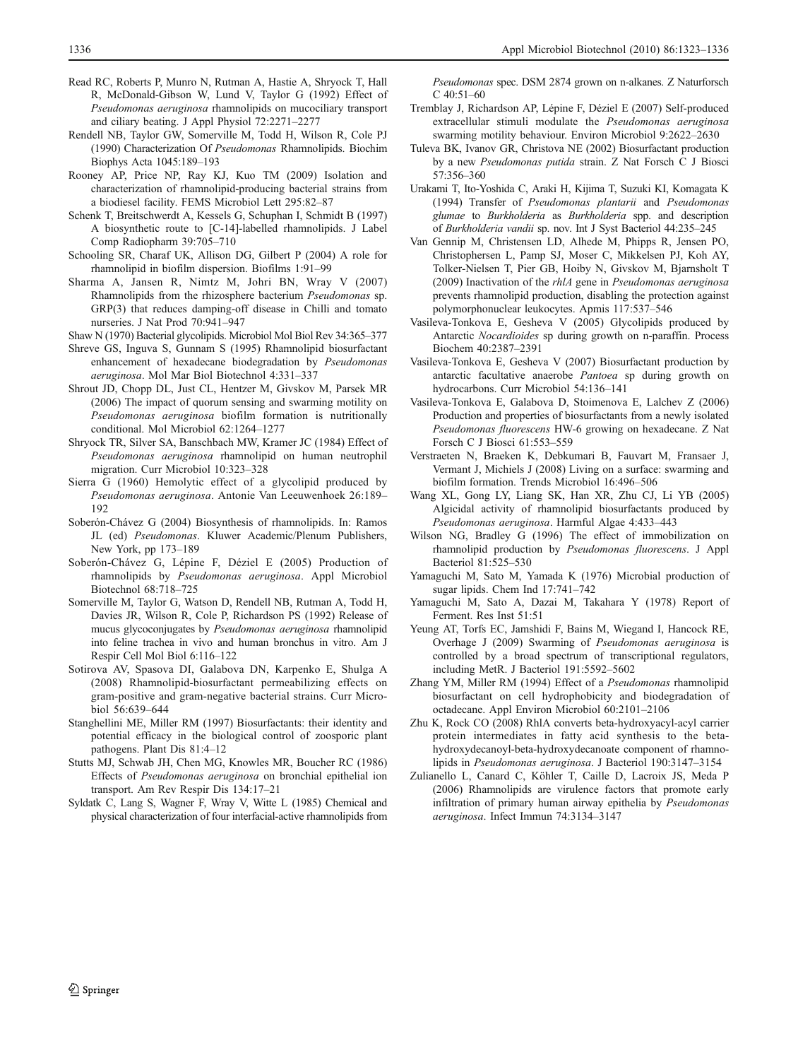Read RC, Roberts P, Munro N, Rutman A, Hastie A, Shryock T, Hall R, McDonald-Gibson W, Lund V, Taylor G (1992) Effect of *Pseudomonas aeruginosa* rhamnolipids on mucociliary transport and ciliary beating. J Appl Physiol 72:2271–2277

Rendell NB, Taylor GW, Somerville M, Todd H, Wilson R, Cole PJ (1990) Characterization Of *Pseudomonas* Rhamnolipids. Biochim Biophys Acta 1045:189–193

Rooney AP, Price NP, Ray KJ, Kuo TM (2009) Isolation and characterization of rhamnolipid-producing bacterial strains from a biodiesel facility. FEMS Microbiol Lett 295:82–87

Schenk T, Breitschwerdt A, Kessels G, Schuphan I, Schmidt B (1997) A biosynthetic route to [C-14]-labelled rhamnolipids. J Label Comp Radiopharm 39:705–710

Schooling SR, Charaf UK, Allison DG, Gilbert P (2004) A role for rhamnolipid in biofilm dispersion. Biofilms 1:91–99

Sharma A, Jansen R, Nimtz M, Johri BN, Wray V (2007) Rhamnolipids from the rhizosphere bacterium *Pseudomonas* sp. GRP(3) that reduces damping-off disease in Chilli and tomato nurseries. J Nat Prod 70:941–947

Shaw N (1970) Bacterial glycolipids. Microbiol Mol Biol Rev 34:365–377

Shreve GS, Inguva S, Gunnam S (1995) Rhamnolipid biosurfactant enhancement of hexadecane biodegradation by *Pseudomonas aeruginosa*. Mol Mar Biol Biotechnol 4:331–337

Shrout JD, Chopp DL, Just CL, Hentzer M, Givskov M, Parsek MR (2006) The impact of quorum sensing and swarming motility on *Pseudomonas aeruginosa* biofilm formation is nutritionally conditional. Mol Microbiol 62:1264–1277

Shryock TR, Silver SA, Banschbach MW, Kramer JC (1984) Effect of *Pseudomonas aeruginosa* rhamnolipid on human neutrophil migration. Curr Microbiol 10:323–328

Sierra G (1960) Hemolytic effect of a glycolipid produced by *Pseudomonas aeruginosa*. Antonie Van Leeuwenhoek 26:189–192

Soberón-Chávez G (2004) Biosynthesis of rhamnolipids. In: Ramos JL (ed) *Pseudomonas*. Kluwer Academic/Plenum Publishers, New York, pp 173–189

Soberón-Chávez G, Lépine F, Déziel E (2005) Production of rhamnolipids by *Pseudomonas aeruginosa*. Appl Microbiol Biotechnol 68:718–725

Somerville M, Taylor G, Watson D, Rendell NB, Rutman A, Todd H, Davies JR, Wilson R, Cole P, Richardson PS (1992) Release of mucus glycoconjugates by *Pseudomonas aeruginosa* rhamnolipid into feline trachea in vivo and human bronchus in vitro. Am J Respir Cell Mol Biol 6:116–122

Sotirova AV, Spasova DI, Galabova DN, Karpenko E, Shulga A (2008) Rhamnolipid-biosurfactant permeabilizing effects on gram-positive and gram-negative bacterial strains. Curr Microbiol 56:639–644

Stanghellini ME, Miller RM (1997) Biosurfactants: their identity and potential efficacy in the biological control of zoosporic plant pathogens. Plant Dis 81:4–12

Stutts MJ, Schwab JH, Chen MG, Knowles MR, Boucher RC (1986) Effects of *Pseudomonas aeruginosa* on bronchial epithelial ion transport. Am Rev Respir Dis 134:17–21

Syldatk C, Lang S, Wagner F, Wray V, Witte L (1985) Chemical and physical characterization of four interfacial-active rhamnolipids from *Pseudomonas* spec. DSM 2874 grown on n-alkanes. Z Naturforsch C 40:51–60

Tremblay J, Richardson AP, Lépine F, Déziel E (2007) Self-produced extracellular stimuli modulate the *Pseudomonas aeruginosa* swarming motility behaviour. Environ Microbiol 9:2622–2630

Tuleva BK, Ivanov GR, Christova NE (2002) Biosurfactant production by a new *Pseudomonas putida* strain. Z Nat Forsch C J Biosci 57:356–360

Urakami T, Ito-Yoshida C, Araki H, Kijima T, Suzuki KI, Komagata K (1994) Transfer of *Pseudomonas plantarii* and *Pseudomonas glumae* to *Burkholderia* as *Burkholderia* spp. and description of *Burkholderia vandii* sp. nov. Int J Syst Bacteriol 44:235–245

Van Gennip M, Christensen LD, Alhede M, Phipps R, Jensen PO, Christophersen L, Pamp SJ, Moser C, Mikkelsen PJ, Koh AY, Tolker-Nielsen T, Pier GB, Hoiby N, Givskov M, Bjarnsholt T (2009) Inactivation of the *rhlA* gene in *Pseudomonas aeruginosa* prevents rhamnolipid production, disabling the protection against polymorphonuclear leukocytes. Apmis 117:537–546

Vasileva-Tonkova E, Gesheva V (2005) Glycolipids produced by Antarctic *Nocardioides* sp during growth on n-paraffin. Process Biochem 40:2387–2391

Vasileva-Tonkova E, Gesheva V (2007) Biosurfactant production by antarctic facultative anaerobe *Pantoea* sp during growth on hydrocarbons. Curr Microbiol 54:136–141

Vasileva-Tonkova E, Galabova D, Stoimenova E, Lalchev Z (2006) Production and properties of biosurfactants from a newly isolated *Pseudomonas fluorescens* HW-6 growing on hexadecane. Z Nat Forsch C J Biosci 61:553–559

Verstraeten N, Braeken K, Debkumari B, Fauvart M, Fransaer J, Vermant J, Michiels J (2008) Living on a surface: swarming and biofilm formation. Trends Microbiol 16:496–506

Wang XL, Gong LY, Liang SK, Han XR, Zhu CJ, Li YB (2005) Algicidal activity of rhamnolipid biosurfactants produced by *Pseudomonas aeruginosa*. Harmful Algae 4:433–443

Wilson NG, Bradley G (1996) The effect of immobilization on rhamnolipid production by *Pseudomonas fluorescens*. J Appl Bacteriol 81:525–530

Yamaguchi M, Sato M, Yamada K (1976) Microbial production of sugar lipids. Chem Ind 17:741–742

Yamaguchi M, Sato A, Dazai M, Takahara Y (1978) Report of Ferment. Res Inst 51:51

Yeung AT, Torfs EC, Jamshidi F, Bains M, Wiegand I, Hancock RE, Overhage J (2009) Swarming of *Pseudomonas aeruginosa* is controlled by a broad spectrum of transcriptional regulators, including MetR. J Bacteriol 191:5592–5602

Zhang YM, Miller RM (1994) Effect of a *Pseudomonas* rhamnolipid biosurfactant on cell hydrophobicity and biodegradation of octadecane. Appl Environ Microbiol 60:2101–2106

Zhu K, Rock CO (2008) RhlA converts beta-hydroxyacyl-acyl carrier protein intermediates in fatty acid synthesis to the beta-hydroxydecanoyl-beta-hydroxydecanoate component of rhamnolipids in *Pseudomonas aeruginosa*. J Bacteriol 190:3147–3154

Zulianello L, Canard C, Köhler T, Caille D, Lacroix JS, Meda P (2006) Rhamnolipids are virulence factors that promote early infiltration of primary human airway epithelia by *Pseudomonas aeruginosa*. Infect Immun 74:3134–3147